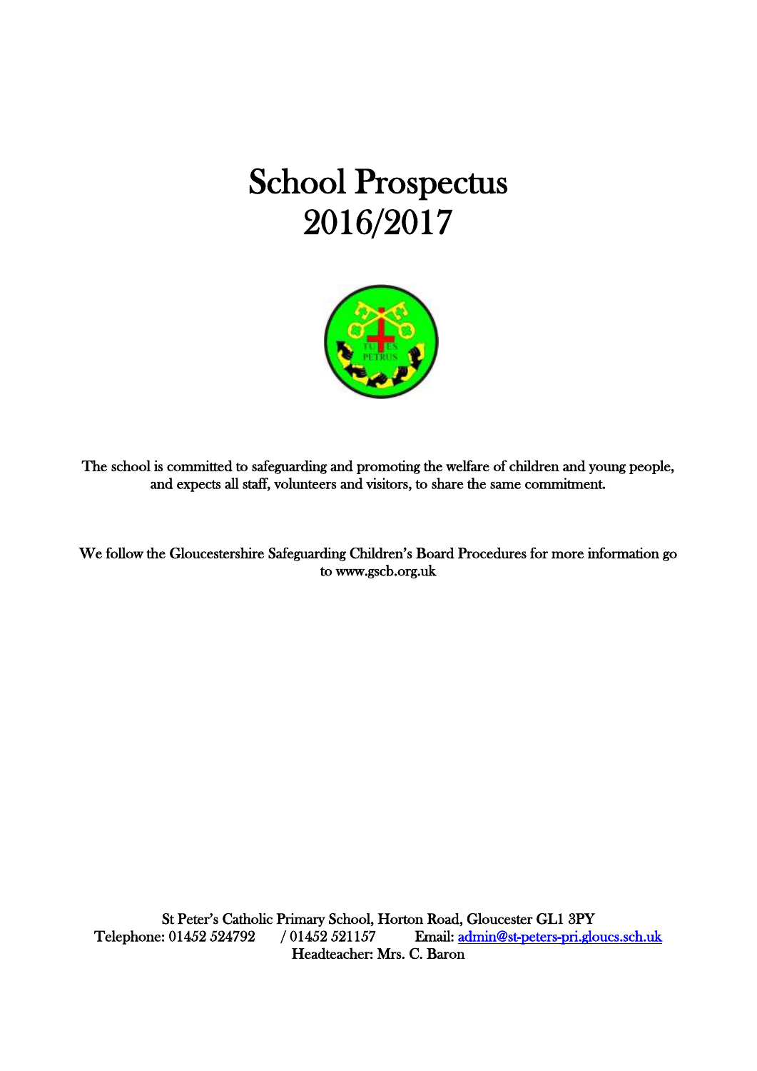# School Prospectus
# 2016/2017

The school is committed to safeguarding and promoting the welfare of children and young people, and expects all staff, volunteers and visitors, to share the same commitment.

We follow the Gloucestershire Safeguarding Children's Board Procedures for more information go to www.gscb.org.uk

St Peter's Catholic Primary School, Horton Road, Gloucester GL1 3PY
Telephone: 01452 524792 / 01452 521157 Email: admin@st-peters-pri.gloucs.sch.uk
Headteacher: Mrs. C. Baron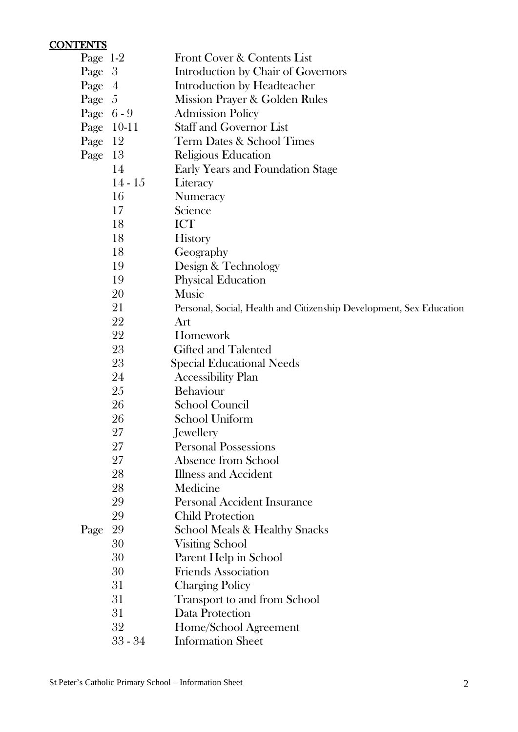**CONTENTS**

| | |
|---|---|
| Page 1-2 | Front Cover & Contents List |
| Page 3 | Introduction by Chair of Governors |
| Page 4 | Introduction by Headteacher |
| Page 5 | Mission Prayer & Golden Rules |
| Page 6 - 9 | Admission Policy |
| Page 10-11 | Staff and Governor List |
| Page 12 | Term Dates & School Times |
| Page 13 | Religious Education |
| 14 | Early Years and Foundation Stage |
| 14 - 15 | Literacy |
| 16 | Numeracy |
| 17 | Science |
| 18 | ICT |
| 18 | History |
| 18 | Geography |
| 19 | Design & Technology |
| 19 | Physical Education |
| 20 | Music |
| 21 | Personal, Social, Health and Citizenship Development, Sex Education |
| 22 | Art |
| 22 | Homework |
| 23 | Gifted and Talented |
| 23 | Special Educational Needs |
| 24 | Accessibility Plan |
| 25 | Behaviour |
| 26 | School Council |
| 26 | School Uniform |
| 27 | Jewellery |
| 27 | Personal Possessions |
| 27 | Absence from School |
| 28 | Illness and Accident |
| 28 | Medicine |
| 29 | Personal Accident Insurance |
| 29 | Child Protection |
| Page 29 | School Meals & Healthy Snacks |
| 30 | Visiting School |
| 30 | Parent Help in School |
| 30 | Friends Association |
| 31 | Charging Policy |
| 31 | Transport to and from School |
| 31 | Data Protection |
| 32 | Home/School Agreement |
| 33 - 34 | Information Sheet |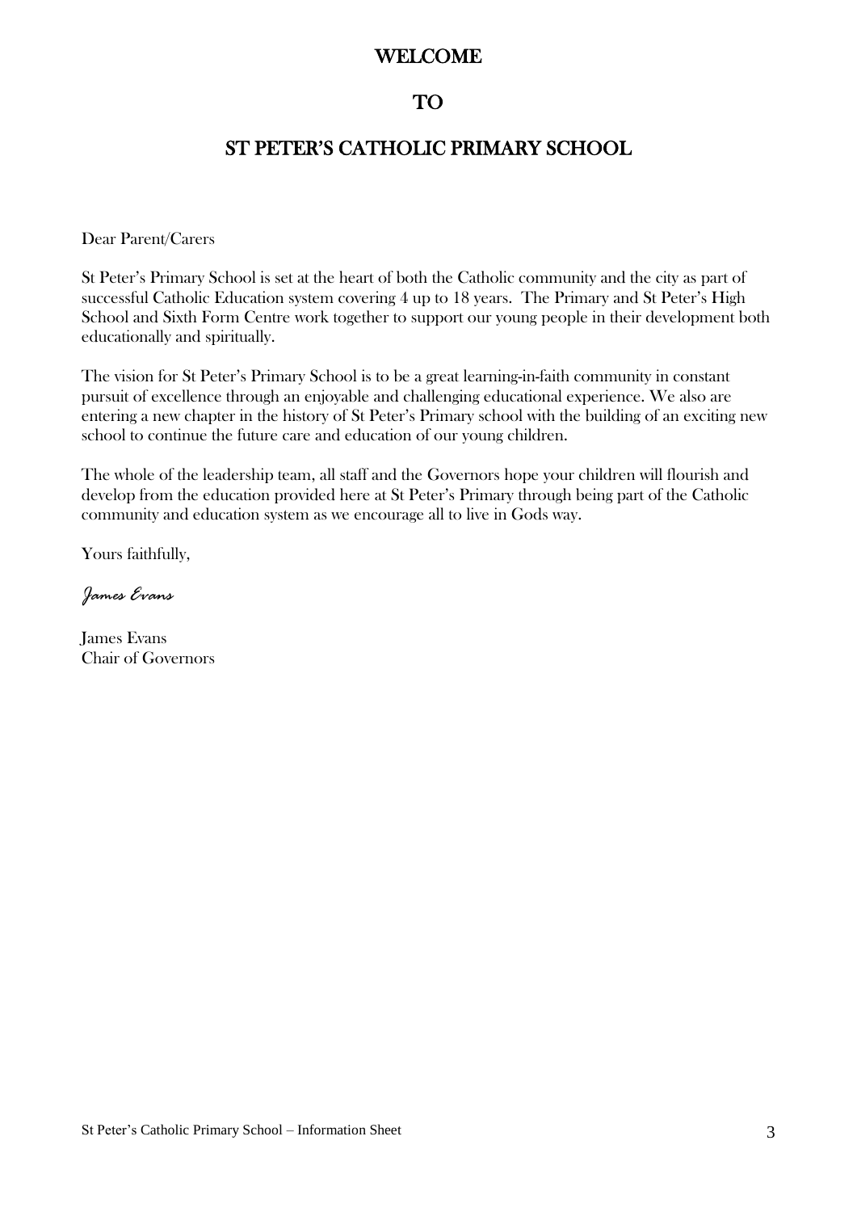# WELCOME

# TO

# ST PETER'S CATHOLIC PRIMARY SCHOOL

Dear Parent/Carers

St Peter's Primary School is set at the heart of both the Catholic community and the city as part of successful Catholic Education system covering 4 up to 18 years. The Primary and St Peter's High School and Sixth Form Centre work together to support our young people in their development both educationally and spiritually.

The vision for St Peter's Primary School is to be a great learning-in-faith community in constant pursuit of excellence through an enjoyable and challenging educational experience. We also are entering a new chapter in the history of St Peter's Primary school with the building of an exciting new school to continue the future care and education of our young children.

The whole of the leadership team, all staff and the Governors hope your children will flourish and develop from the education provided here at St Peter's Primary through being part of the Catholic community and education system as we encourage all to live in Gods way.

Yours faithfully,

*James Evans*

James Evans
Chair of Governors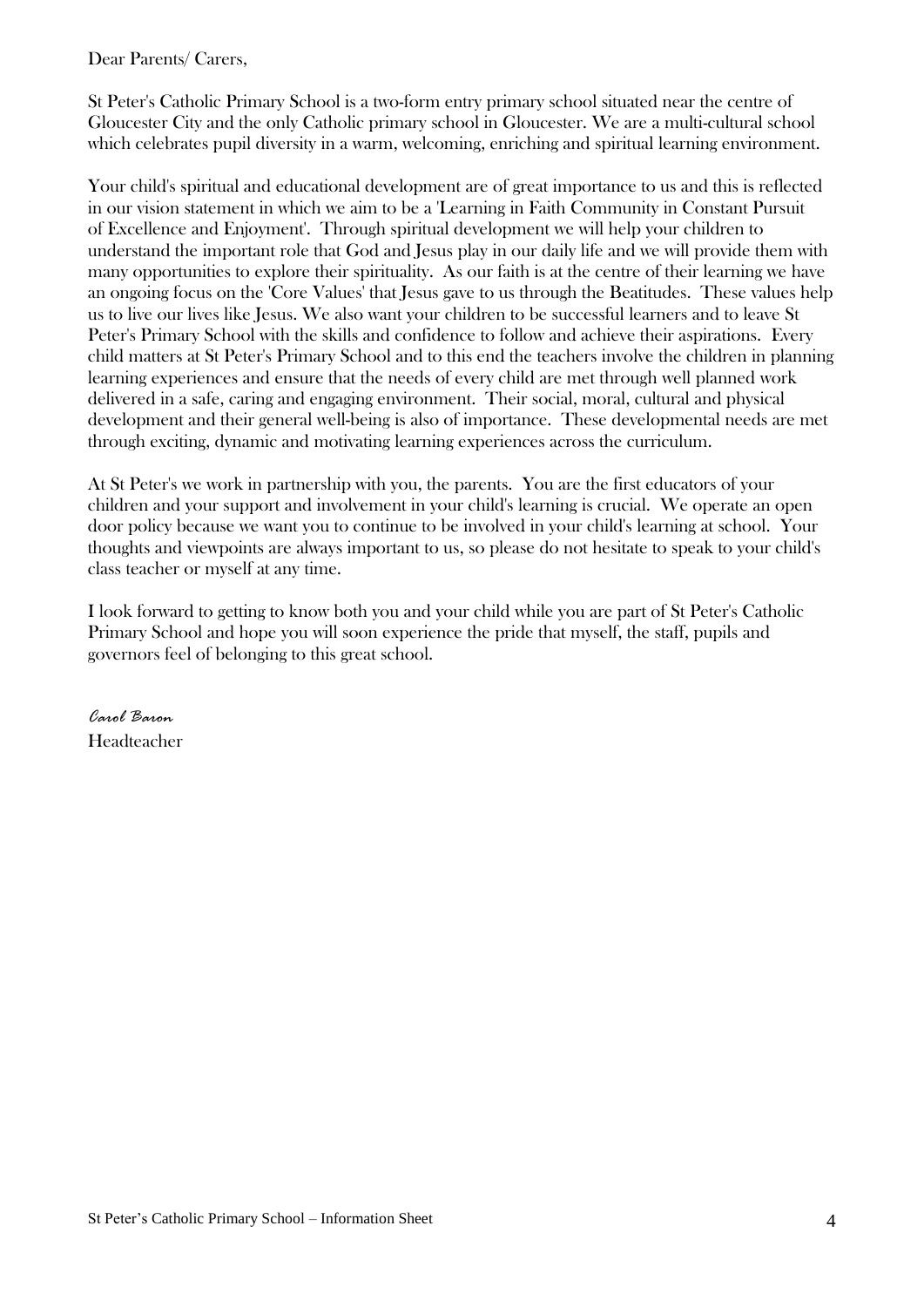Dear Parents/ Carers,

St Peter's Catholic Primary School is a two-form entry primary school situated near the centre of Gloucester City and the only Catholic primary school in Gloucester. We are a multi-cultural school which celebrates pupil diversity in a warm, welcoming, enriching and spiritual learning environment.

Your child's spiritual and educational development are of great importance to us and this is reflected in our vision statement in which we aim to be a 'Learning in Faith Community in Constant Pursuit of Excellence and Enjoyment'. Through spiritual development we will help your children to understand the important role that God and Jesus play in our daily life and we will provide them with many opportunities to explore their spirituality. As our faith is at the centre of their learning we have an ongoing focus on the 'Core Values' that Jesus gave to us through the Beatitudes. These values help us to live our lives like Jesus. We also want your children to be successful learners and to leave St Peter's Primary School with the skills and confidence to follow and achieve their aspirations. Every child matters at St Peter's Primary School and to this end the teachers involve the children in planning learning experiences and ensure that the needs of every child are met through well planned work delivered in a safe, caring and engaging environment. Their social, moral, cultural and physical development and their general well-being is also of importance. These developmental needs are met through exciting, dynamic and motivating learning experiences across the curriculum.

At St Peter's we work in partnership with you, the parents. You are the first educators of your children and your support and involvement in your child's learning is crucial. We operate an open door policy because we want you to continue to be involved in your child's learning at school. Your thoughts and viewpoints are always important to us, so please do not hesitate to speak to your child's class teacher or myself at any time.

I look forward to getting to know both you and your child while you are part of St Peter's Catholic Primary School and hope you will soon experience the pride that myself, the staff, pupils and governors feel of belonging to this great school.

*Carol Baron*
Headteacher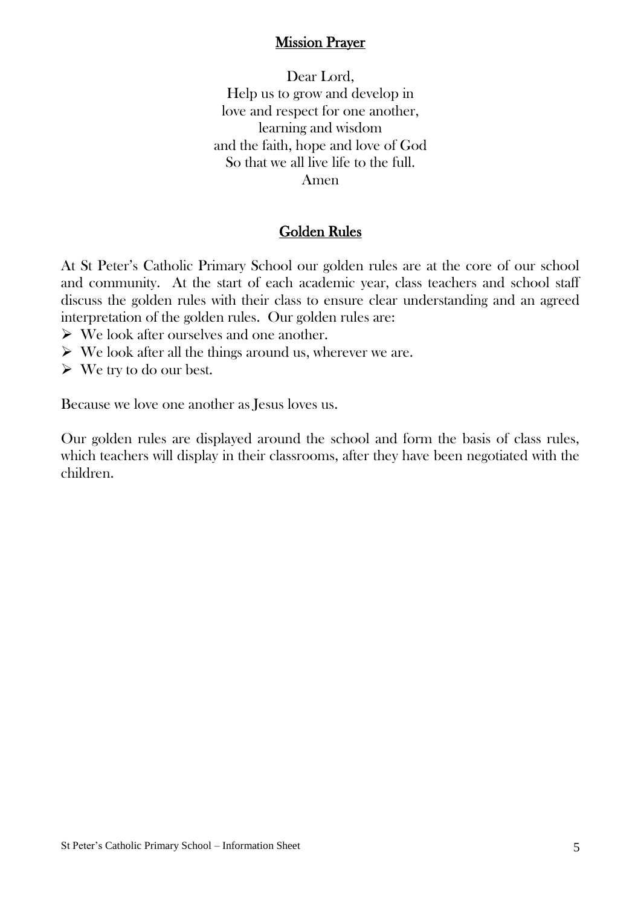## Mission Prayer

Dear Lord,
Help us to grow and develop in
love and respect for one another,
learning and wisdom
and the faith, hope and love of God
So that we all live life to the full.
Amen

## Golden Rules

At St Peter's Catholic Primary School our golden rules are at the core of our school and community. At the start of each academic year, class teachers and school staff discuss the golden rules with their class to ensure clear understanding and an agreed interpretation of the golden rules. Our golden rules are:

- We look after ourselves and one another.
- We look after all the things around us, wherever we are.
- We try to do our best.

Because we love one another as Jesus loves us.

Our golden rules are displayed around the school and form the basis of class rules, which teachers will display in their classrooms, after they have been negotiated with the children.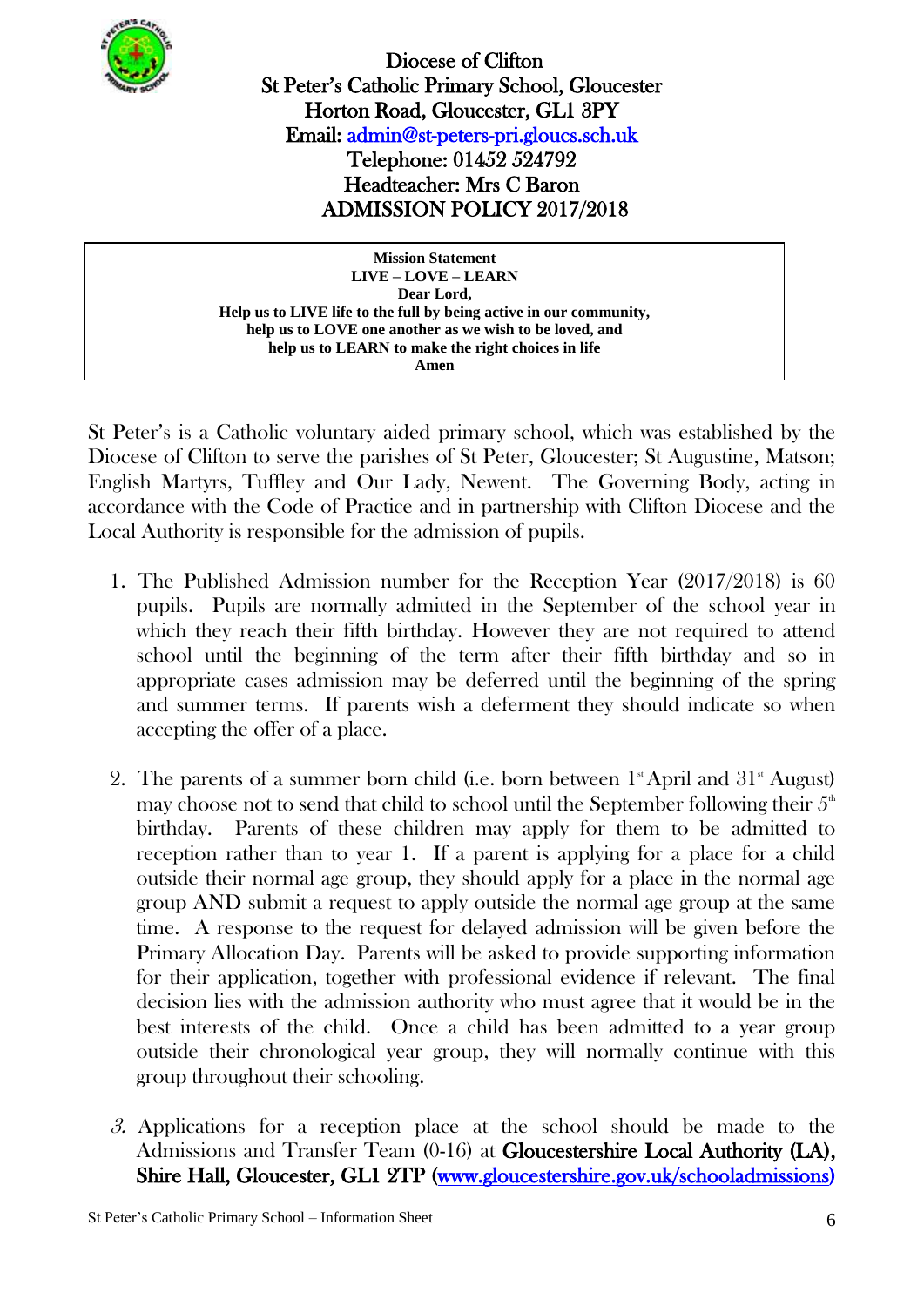Diocese of Clifton
St Peter's Catholic Primary School, Gloucester
Horton Road, Gloucester, GL1 3PY
Email: admin@st-peters-pri.gloucs.sch.uk
Telephone: 01452 524792
Headteacher: Mrs C Baron

# ADMISSION POLICY 2017/2018

**Mission Statement**
**LIVE – LOVE – LEARN**
**Dear Lord,**
**Help us to LIVE life to the full by being active in our community,**
**help us to LOVE one another as we wish to be loved, and**
**help us to LEARN to make the right choices in life**
**Amen**

St Peter's is a Catholic voluntary aided primary school, which was established by the Diocese of Clifton to serve the parishes of St Peter, Gloucester; St Augustine, Matson; English Martyrs, Tuffley and Our Lady, Newent. The Governing Body, acting in accordance with the Code of Practice and in partnership with Clifton Diocese and the Local Authority is responsible for the admission of pupils.

1. The Published Admission number for the Reception Year (2017/2018) is 60 pupils. Pupils are normally admitted in the September of the school year in which they reach their fifth birthday. However they are not required to attend school until the beginning of the term after their fifth birthday and so in appropriate cases admission may be deferred until the beginning of the spring and summer terms. If parents wish a deferment they should indicate so when accepting the offer of a place.

2. The parents of a summer born child (i.e. born between 1st April and 31st August) may choose not to send that child to school until the September following their 5th birthday. Parents of these children may apply for them to be admitted to reception rather than to year 1. If a parent is applying for a place for a child outside their normal age group, they should apply for a place in the normal age group AND submit a request to apply outside the normal age group at the same time. A response to the request for delayed admission will be given before the Primary Allocation Day. Parents will be asked to provide supporting information for their application, together with professional evidence if relevant. The final decision lies with the admission authority who must agree that it would be in the best interests of the child. Once a child has been admitted to a year group outside their chronological year group, they will normally continue with this group throughout their schooling.

3. Applications for a reception place at the school should be made to the Admissions and Transfer Team (0-16) at **Gloucestershire Local Authority (LA), Shire Hall, Gloucester, GL1 2TP (www.gloucestershire.gov.uk/schooladmissions)**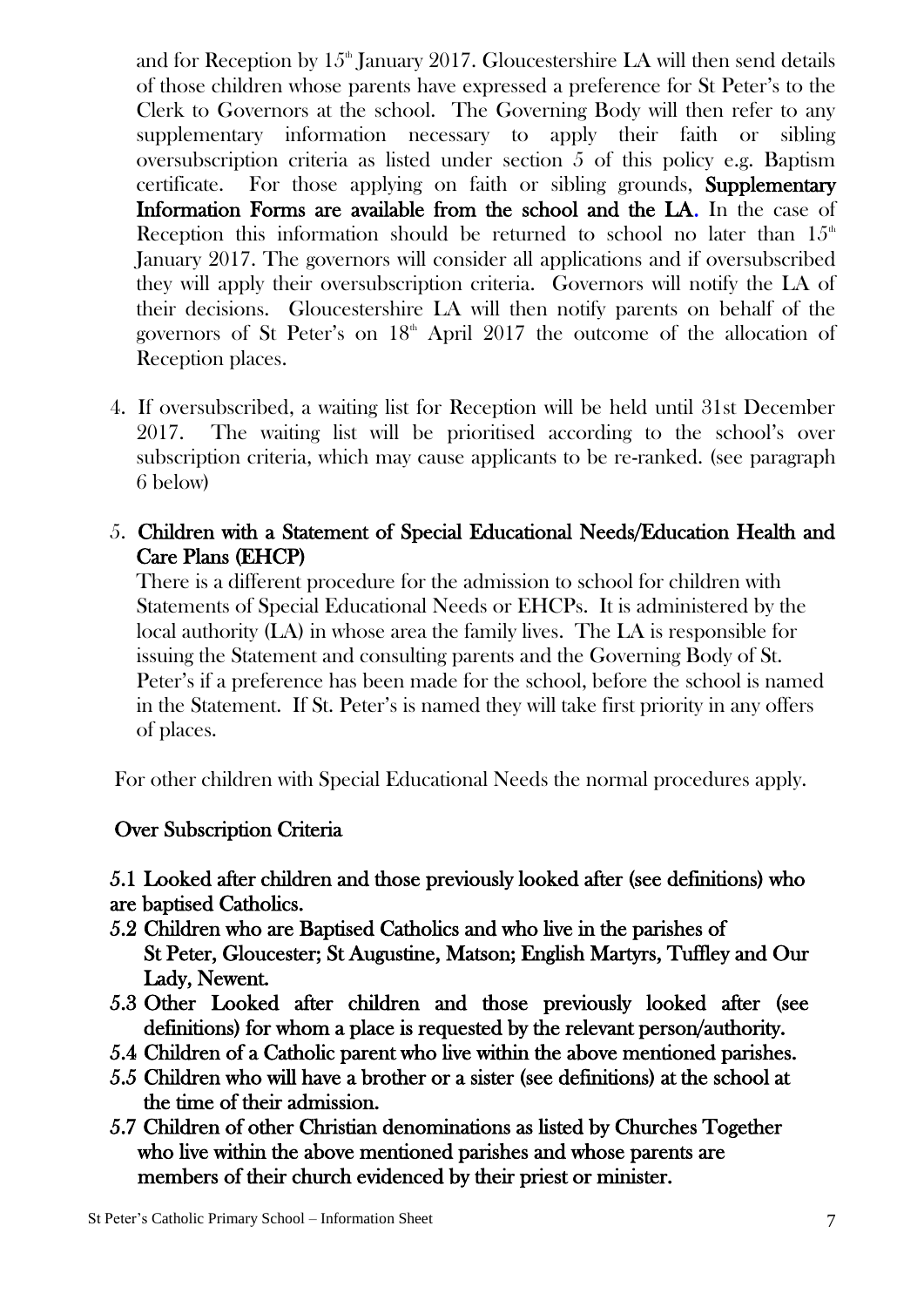and for Reception by 15th January 2017. Gloucestershire LA will then send details of those children whose parents have expressed a preference for St Peter's to the Clerk to Governors at the school. The Governing Body will then refer to any supplementary information necessary to apply their faith or sibling oversubscription criteria as listed under section 5 of this policy e.g. Baptism certificate. For those applying on faith or sibling grounds, **Supplementary Information Forms are available from the school and the LA.** In the case of Reception this information should be returned to school no later than 15th January 2017. The governors will consider all applications and if oversubscribed they will apply their oversubscription criteria. Governors will notify the LA of their decisions. Gloucestershire LA will then notify parents on behalf of the governors of St Peter's on 18th April 2017 the outcome of the allocation of Reception places.

4. If oversubscribed, a waiting list for Reception will be held until 31st December 2017. The waiting list will be prioritised according to the school's over subscription criteria, which may cause applicants to be re-ranked. (see paragraph 6 below)

5. **Children with a Statement of Special Educational Needs/Education Health and Care Plans (EHCP)**

   There is a different procedure for the admission to school for children with Statements of Special Educational Needs or EHCPs. It is administered by the local authority (LA) in whose area the family lives. The LA is responsible for issuing the Statement and consulting parents and the Governing Body of St. Peter's if a preference has been made for the school, before the school is named in the Statement. If St. Peter's is named they will take first priority in any offers of places.

For other children with Special Educational Needs the normal procedures apply.

**Over Subscription Criteria**

**5.1 Looked after children and those previously looked after (see definitions) who are baptised Catholics.**

**5.2 Children who are Baptised Catholics and who live in the parishes of St Peter, Gloucester; St Augustine, Matson; English Martyrs, Tuffley and Our Lady, Newent.**

**5.3 Other Looked after children and those previously looked after (see definitions) for whom a place is requested by the relevant person/authority.**

**5.4 Children of a Catholic parent who live within the above mentioned parishes.**

**5.5 Children who will have a brother or a sister (see definitions) at the school at the time of their admission.**

**5.7 Children of other Christian denominations as listed by Churches Together who live within the above mentioned parishes and whose parents are members of their church evidenced by their priest or minister.**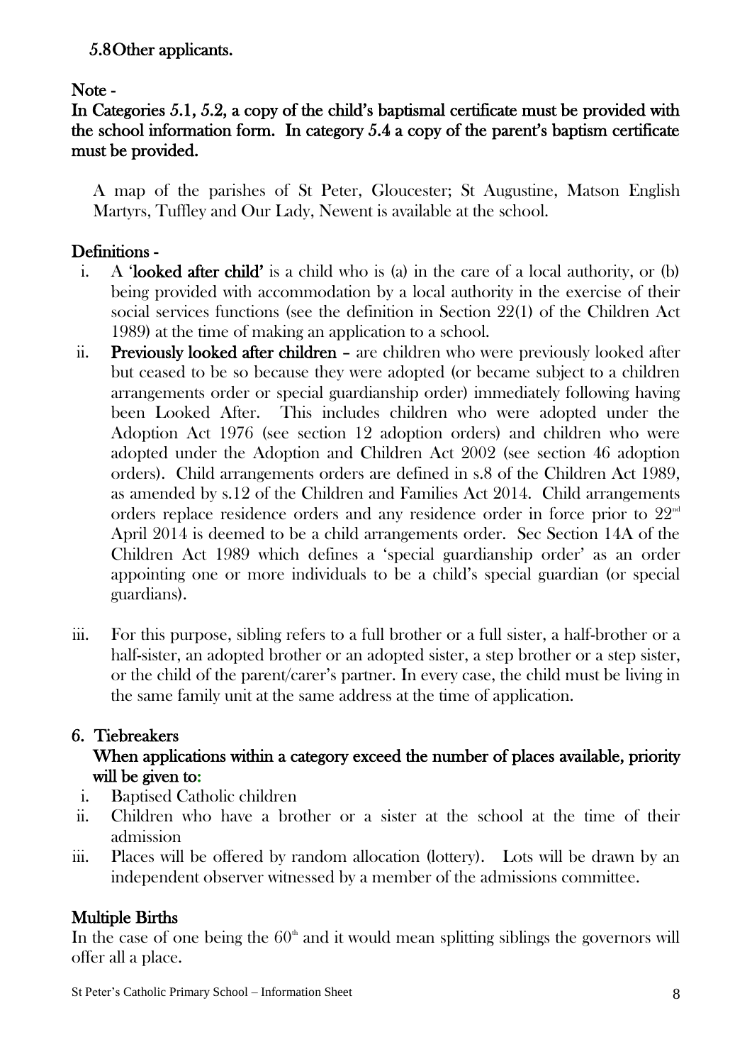5.8 Other applicants.

**Note -**

**In Categories 5.1, 5.2, a copy of the child's baptismal certificate must be provided with the school information form. In category 5.4 a copy of the parent's baptism certificate must be provided.**

A map of the parishes of St Peter, Gloucester; St Augustine, Matson English Martyrs, Tuffley and Our Lady, Newent is available at the school.

## Definitions -

i. A **'looked after child'** is a child who is (a) in the care of a local authority, or (b) being provided with accommodation by a local authority in the exercise of their social services functions (see the definition in Section 22(1) of the Children Act 1989) at the time of making an application to a school.

ii. **Previously looked after children** – are children who were previously looked after but ceased to be so because they were adopted (or became subject to a children arrangements order or special guardianship order) immediately following having been Looked After. This includes children who were adopted under the Adoption Act 1976 (see section 12 adoption orders) and children who were adopted under the Adoption and Children Act 2002 (see section 46 adoption orders). Child arrangements orders are defined in s.8 of the Children Act 1989, as amended by s.12 of the Children and Families Act 2014. Child arrangements orders replace residence orders and any residence order in force prior to 22nd April 2014 is deemed to be a child arrangements order. Sec Section 14A of the Children Act 1989 which defines a 'special guardianship order' as an order appointing one or more individuals to be a child's special guardian (or special guardians).

iii. For this purpose, sibling refers to a full brother or a full sister, a half-brother or a half-sister, an adopted brother or an adopted sister, a step brother or a step sister, or the child of the parent/carer's partner. In every case, the child must be living in the same family unit at the same address at the time of application.

## 6. Tiebreakers

**When applications within a category exceed the number of places available, priority will be given to:**

i. Baptised Catholic children
ii. Children who have a brother or a sister at the school at the time of their admission
iii. Places will be offered by random allocation (lottery). Lots will be drawn by an independent observer witnessed by a member of the admissions committee.

## Multiple Births

In the case of one being the 60th and it would mean splitting siblings the governors will offer all a place.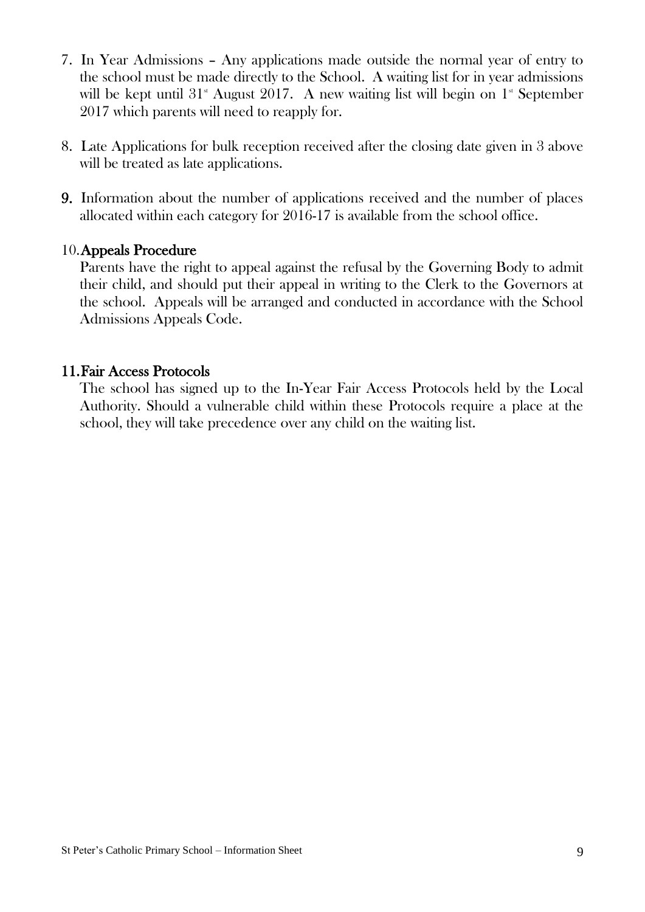7. In Year Admissions – Any applications made outside the normal year of entry to the school must be made directly to the School. A waiting list for in year admissions will be kept until 31st August 2017. A new waiting list will begin on 1st September 2017 which parents will need to reapply for.

8. Late Applications for bulk reception received after the closing date given in 3 above will be treated as late applications.

9. Information about the number of applications received and the number of places allocated within each category for 2016-17 is available from the school office.

10. **Appeals Procedure**
    Parents have the right to appeal against the refusal by the Governing Body to admit their child, and should put their appeal in writing to the Clerk to the Governors at the school. Appeals will be arranged and conducted in accordance with the School Admissions Appeals Code.

11. **Fair Access Protocols**
    The school has signed up to the In-Year Fair Access Protocols held by the Local Authority. Should a vulnerable child within these Protocols require a place at the school, they will take precedence over any child on the waiting list.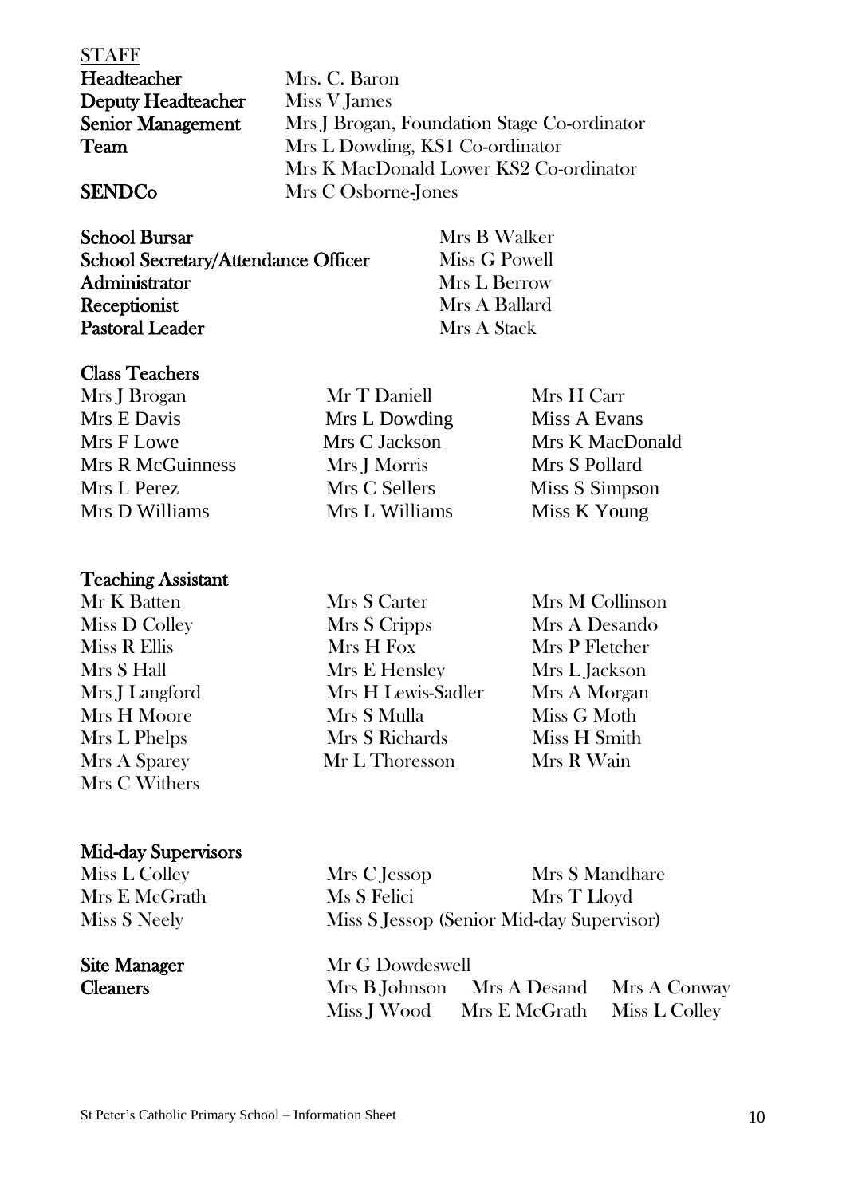## STAFF

| | |
|---|---|
| **Headteacher** | Mrs. C. Baron |
| **Deputy Headteacher** | Miss V James |
| **Senior Management Team** | Mrs J Brogan, Foundation Stage Co-ordinator |
| | Mrs L Dowding, KS1 Co-ordinator |
| | Mrs K MacDonald Lower KS2 Co-ordinator |
| **SENDCo** | Mrs C Osborne-Jones |

| | |
|---|---|
| **School Bursar** | Mrs B Walker |
| **School Secretary/Attendance Officer** | Miss G Powell |
| **Administrator** | Mrs L Berrow |
| **Receptionist** | Mrs A Ballard |
| **Pastoral Leader** | Mrs A Stack |

**Class Teachers**

| | | |
|---|---|---|
| Mrs J Brogan | Mr T Daniell | Mrs H Carr |
| Mrs E Davis | Mrs L Dowding | Miss A Evans |
| Mrs F Lowe | Mrs C Jackson | Mrs K MacDonald |
| Mrs R McGuinness | Mrs J Morris | Mrs S Pollard |
| Mrs L Perez | Mrs C Sellers | Miss S Simpson |
| Mrs D Williams | Mrs L Williams | Miss K Young |

**Teaching Assistant**

| | | |
|---|---|---|
| Mr K Batten | Mrs S Carter | Mrs M Collinson |
| Miss D Colley | Mrs S Cripps | Mrs A Desando |
| Miss R Ellis | Mrs H Fox | Mrs P Fletcher |
| Mrs S Hall | Mrs E Hensley | Mrs L Jackson |
| Mrs J Langford | Mrs H Lewis-Sadler | Mrs A Morgan |
| Mrs H Moore | Mrs S Mulla | Miss G Moth |
| Mrs L Phelps | Mrs S Richards | Miss H Smith |
| Mrs A Sparey | Mr L Thoresson | Mrs R Wain |
| Mrs C Withers | | |

**Mid-day Supervisors**

| | | |
|---|---|---|
| Miss L Colley | Mrs C Jessop | Mrs S Mandhare |
| Mrs E McGrath | Ms S Felici | Mrs T Lloyd |
| Miss S Neely | Miss S Jessop (Senior Mid-day Supervisor) | |

| | | | |
|---|---|---|---|
| **Site Manager** | Mr G Dowdeswell | | |
| **Cleaners** | Mrs B Johnson | Mrs A Desand | Mrs A Conway |
| | Miss J Wood | Mrs E McGrath | Miss L Colley |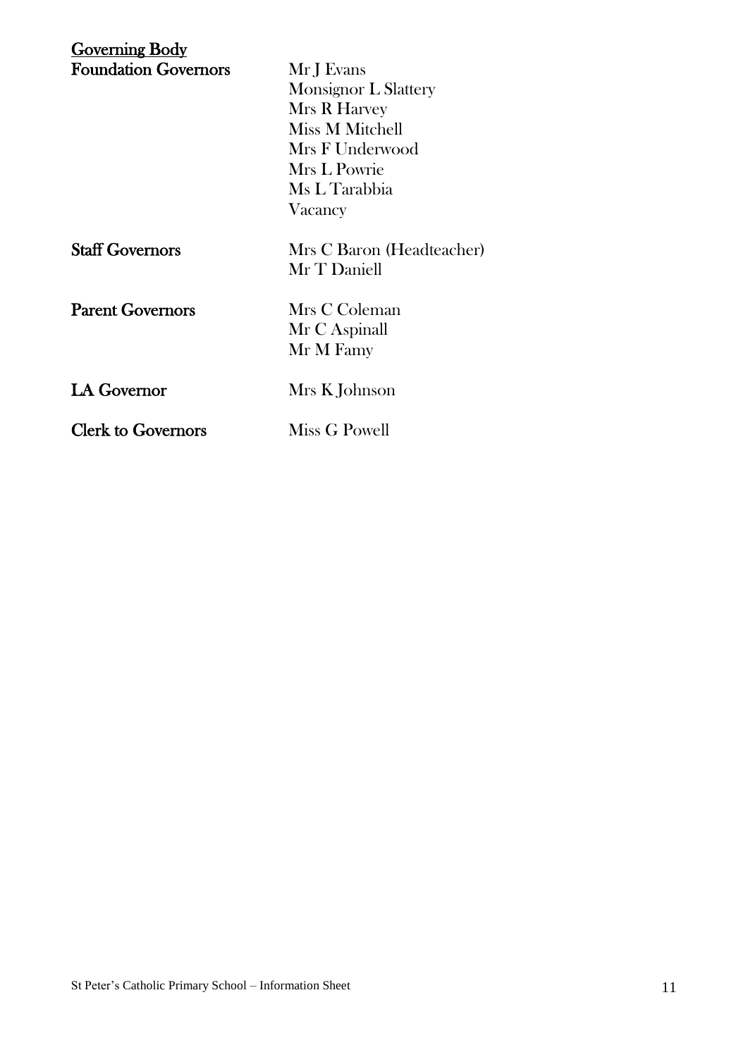## Governing Body

| | |
|---|---|
| **Foundation Governors** | Mr J Evans<br>Monsignor L Slattery<br>Mrs R Harvey<br>Miss M Mitchell<br>Mrs F Underwood<br>Mrs L Powrie<br>Ms L Tarabbia<br>Vacancy |
| **Staff Governors** | Mrs C Baron (Headteacher)<br>Mr T Daniell |
| **Parent Governors** | Mrs C Coleman<br>Mr C Aspinall<br>Mr M Famy |
| **LA Governor** | Mrs K Johnson |
| **Clerk to Governors** | Miss G Powell |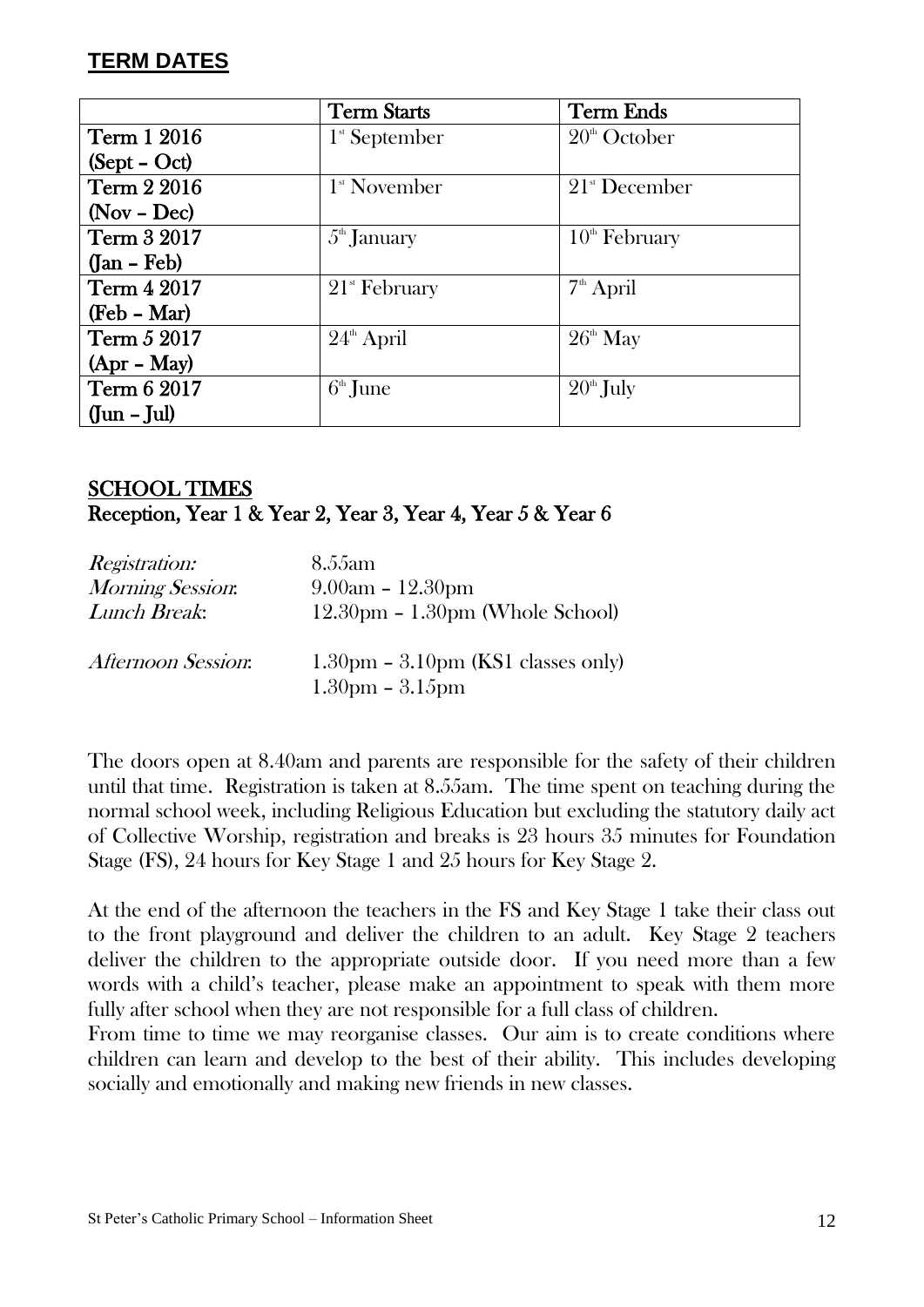## TERM DATES

| | Term Starts | Term Ends |
|---|---|---|
| Term 1 2016 (Sept – Oct) | 1st September | 20th October |
| Term 2 2016 (Nov – Dec) | 1st November | 21st December |
| Term 3 2017 (Jan – Feb) | 5th January | 10th February |
| Term 4 2017 (Feb – Mar) | 21st February | 7th April |
| Term 5 2017 (Apr – May) | 24th April | 26th May |
| Term 6 2017 (Jun – Jul) | 6th June | 20th July |

## SCHOOL TIMES

**Reception, Year 1 & Year 2, Year 3, Year 4, Year 5 & Year 6**

| | |
|---|---|
| *Registration:* | 8.55am |
| *Morning Session*: | 9.00am – 12.30pm |
| *Lunch Break*: | 12.30pm – 1.30pm (Whole School) |
| *Afternoon Session*: | 1.30pm – 3.10pm (KS1 classes only)<br>1.30pm – 3.15pm |

The doors open at 8.40am and parents are responsible for the safety of their children until that time. Registration is taken at 8.55am. The time spent on teaching during the normal school week, including Religious Education but excluding the statutory daily act of Collective Worship, registration and breaks is 23 hours 35 minutes for Foundation Stage (FS), 24 hours for Key Stage 1 and 25 hours for Key Stage 2.

At the end of the afternoon the teachers in the FS and Key Stage 1 take their class out to the front playground and deliver the children to an adult. Key Stage 2 teachers deliver the children to the appropriate outside door. If you need more than a few words with a child's teacher, please make an appointment to speak with them more fully after school when they are not responsible for a full class of children.

From time to time we may reorganise classes. Our aim is to create conditions where children can learn and develop to the best of their ability. This includes developing socially and emotionally and making new friends in new classes.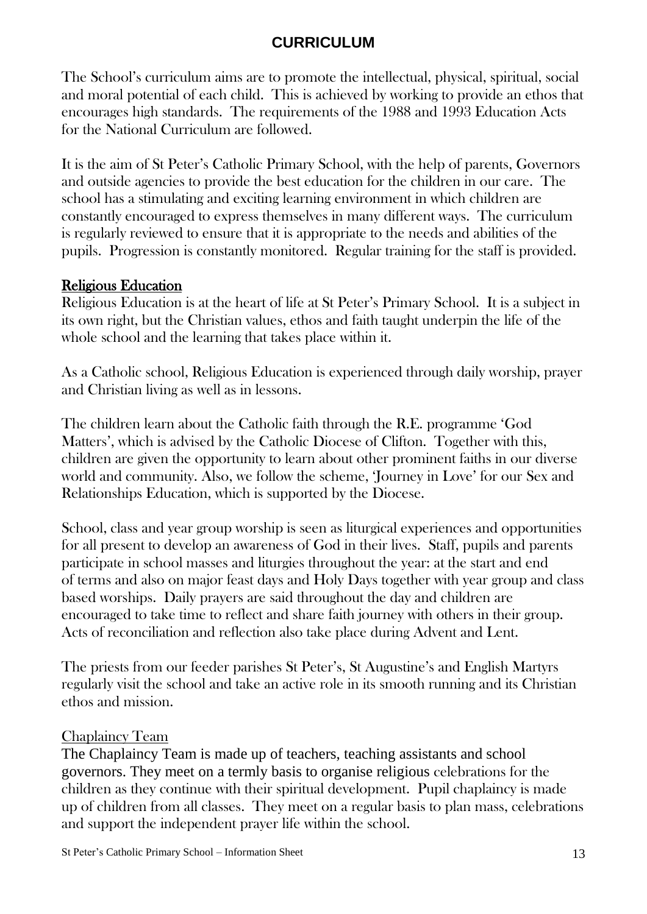# CURRICULUM

The School's curriculum aims are to promote the intellectual, physical, spiritual, social and moral potential of each child. This is achieved by working to provide an ethos that encourages high standards. The requirements of the 1988 and 1993 Education Acts for the National Curriculum are followed.

It is the aim of St Peter's Catholic Primary School, with the help of parents, Governors and outside agencies to provide the best education for the children in our care. The school has a stimulating and exciting learning environment in which children are constantly encouraged to express themselves in many different ways. The curriculum is regularly reviewed to ensure that it is appropriate to the needs and abilities of the pupils. Progression is constantly monitored. Regular training for the staff is provided.

## Religious Education

Religious Education is at the heart of life at St Peter's Primary School. It is a subject in its own right, but the Christian values, ethos and faith taught underpin the life of the whole school and the learning that takes place within it.

As a Catholic school, Religious Education is experienced through daily worship, prayer and Christian living as well as in lessons.

The children learn about the Catholic faith through the R.E. programme 'God Matters', which is advised by the Catholic Diocese of Clifton. Together with this, children are given the opportunity to learn about other prominent faiths in our diverse world and community. Also, we follow the scheme, 'Journey in Love' for our Sex and Relationships Education, which is supported by the Diocese.

School, class and year group worship is seen as liturgical experiences and opportunities for all present to develop an awareness of God in their lives. Staff, pupils and parents participate in school masses and liturgies throughout the year: at the start and end of terms and also on major feast days and Holy Days together with year group and class based worships. Daily prayers are said throughout the day and children are encouraged to take time to reflect and share faith journey with others in their group. Acts of reconciliation and reflection also take place during Advent and Lent.

The priests from our feeder parishes St Peter's, St Augustine's and English Martyrs regularly visit the school and take an active role in its smooth running and its Christian ethos and mission.

### Chaplaincy Team

The Chaplaincy Team is made up of teachers, teaching assistants and school governors. They meet on a termly basis to organise religious celebrations for the children as they continue with their spiritual development. Pupil chaplaincy is made up of children from all classes. They meet on a regular basis to plan mass, celebrations and support the independent prayer life within the school.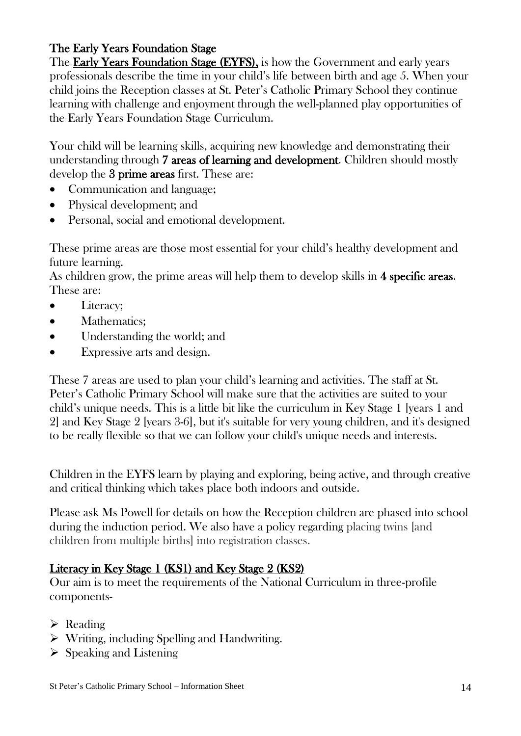## The Early Years Foundation Stage

The **Early Years Foundation Stage (EYFS),** is how the Government and early years professionals describe the time in your child's life between birth and age 5. When your child joins the Reception classes at St. Peter's Catholic Primary School they continue learning with challenge and enjoyment through the well-planned play opportunities of the Early Years Foundation Stage Curriculum.

Your child will be learning skills, acquiring new knowledge and demonstrating their understanding through **7 areas of learning and development**. Children should mostly develop the **3 prime areas** first. These are:

- Communication and language;
- Physical development; and
- Personal, social and emotional development.

These prime areas are those most essential for your child's healthy development and future learning.

As children grow, the prime areas will help them to develop skills in **4 specific areas**. These are:

- Literacy;
- Mathematics;
- Understanding the world; and
- Expressive arts and design.

These 7 areas are used to plan your child's learning and activities. The staff at St. Peter's Catholic Primary School will make sure that the activities are suited to your child's unique needs. This is a little bit like the curriculum in Key Stage 1 [years 1 and 2] and Key Stage 2 [years 3-6], but it's suitable for very young children, and it's designed to be really flexible so that we can follow your child's unique needs and interests.

Children in the EYFS learn by playing and exploring, being active, and through creative and critical thinking which takes place both indoors and outside.

Please ask Ms Powell for details on how the Reception children are phased into school during the induction period. We also have a policy regarding placing twins [and children from multiple births] into registration classes.

## Literacy in Key Stage 1 (KS1) and Key Stage 2 (KS2)

Our aim is to meet the requirements of the National Curriculum in three-profile components-

- Reading
- Writing, including Spelling and Handwriting.
- Speaking and Listening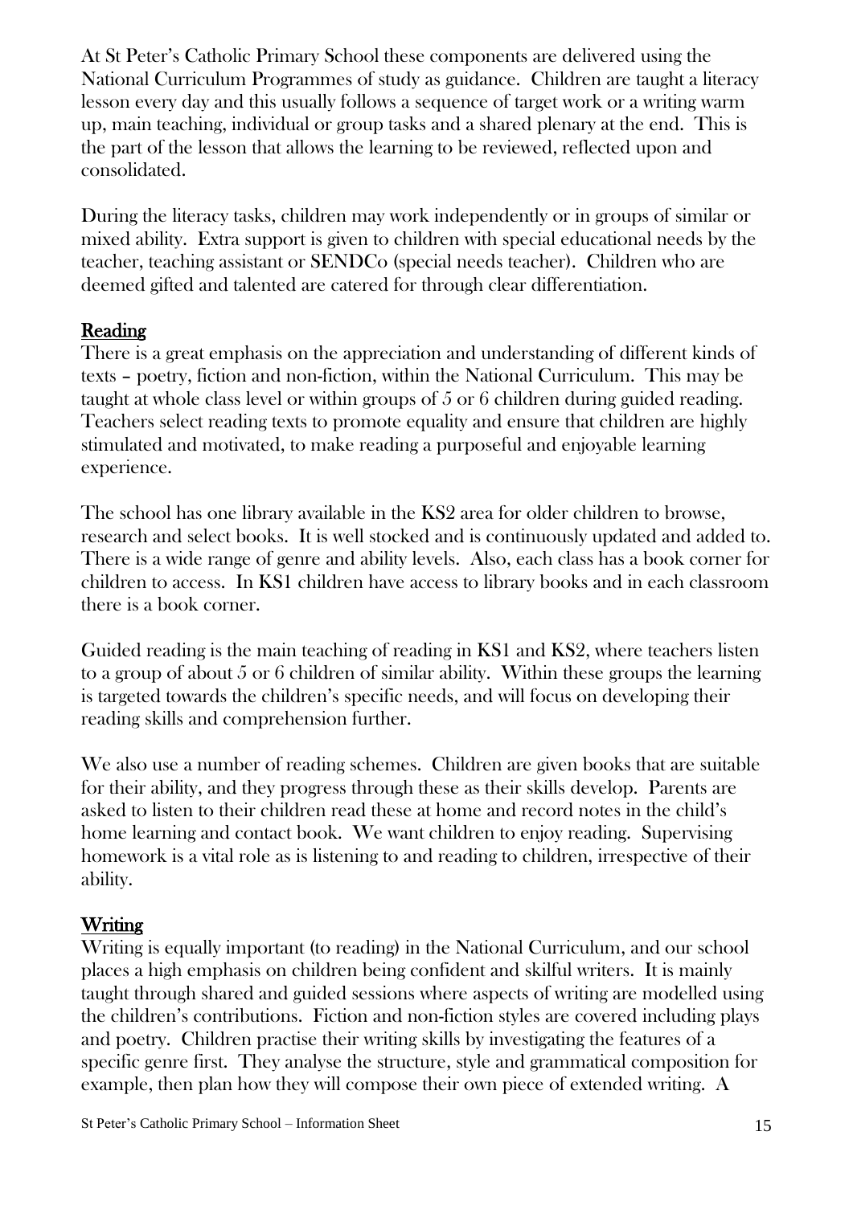At St Peter's Catholic Primary School these components are delivered using the National Curriculum Programmes of study as guidance. Children are taught a literacy lesson every day and this usually follows a sequence of target work or a writing warm up, main teaching, individual or group tasks and a shared plenary at the end. This is the part of the lesson that allows the learning to be reviewed, reflected upon and consolidated.

During the literacy tasks, children may work independently or in groups of similar or mixed ability. Extra support is given to children with special educational needs by the teacher, teaching assistant or SENDCo (special needs teacher). Children who are deemed gifted and talented are catered for through clear differentiation.

## Reading

There is a great emphasis on the appreciation and understanding of different kinds of texts – poetry, fiction and non-fiction, within the National Curriculum. This may be taught at whole class level or within groups of 5 or 6 children during guided reading. Teachers select reading texts to promote equality and ensure that children are highly stimulated and motivated, to make reading a purposeful and enjoyable learning experience.

The school has one library available in the KS2 area for older children to browse, research and select books. It is well stocked and is continuously updated and added to. There is a wide range of genre and ability levels. Also, each class has a book corner for children to access. In KS1 children have access to library books and in each classroom there is a book corner.

Guided reading is the main teaching of reading in KS1 and KS2, where teachers listen to a group of about 5 or 6 children of similar ability. Within these groups the learning is targeted towards the children's specific needs, and will focus on developing their reading skills and comprehension further.

We also use a number of reading schemes. Children are given books that are suitable for their ability, and they progress through these as their skills develop. Parents are asked to listen to their children read these at home and record notes in the child's home learning and contact book. We want children to enjoy reading. Supervising homework is a vital role as is listening to and reading to children, irrespective of their ability.

## Writing

Writing is equally important (to reading) in the National Curriculum, and our school places a high emphasis on children being confident and skilful writers. It is mainly taught through shared and guided sessions where aspects of writing are modelled using the children's contributions. Fiction and non-fiction styles are covered including plays and poetry. Children practise their writing skills by investigating the features of a specific genre first. They analyse the structure, style and grammatical composition for example, then plan how they will compose their own piece of extended writing. A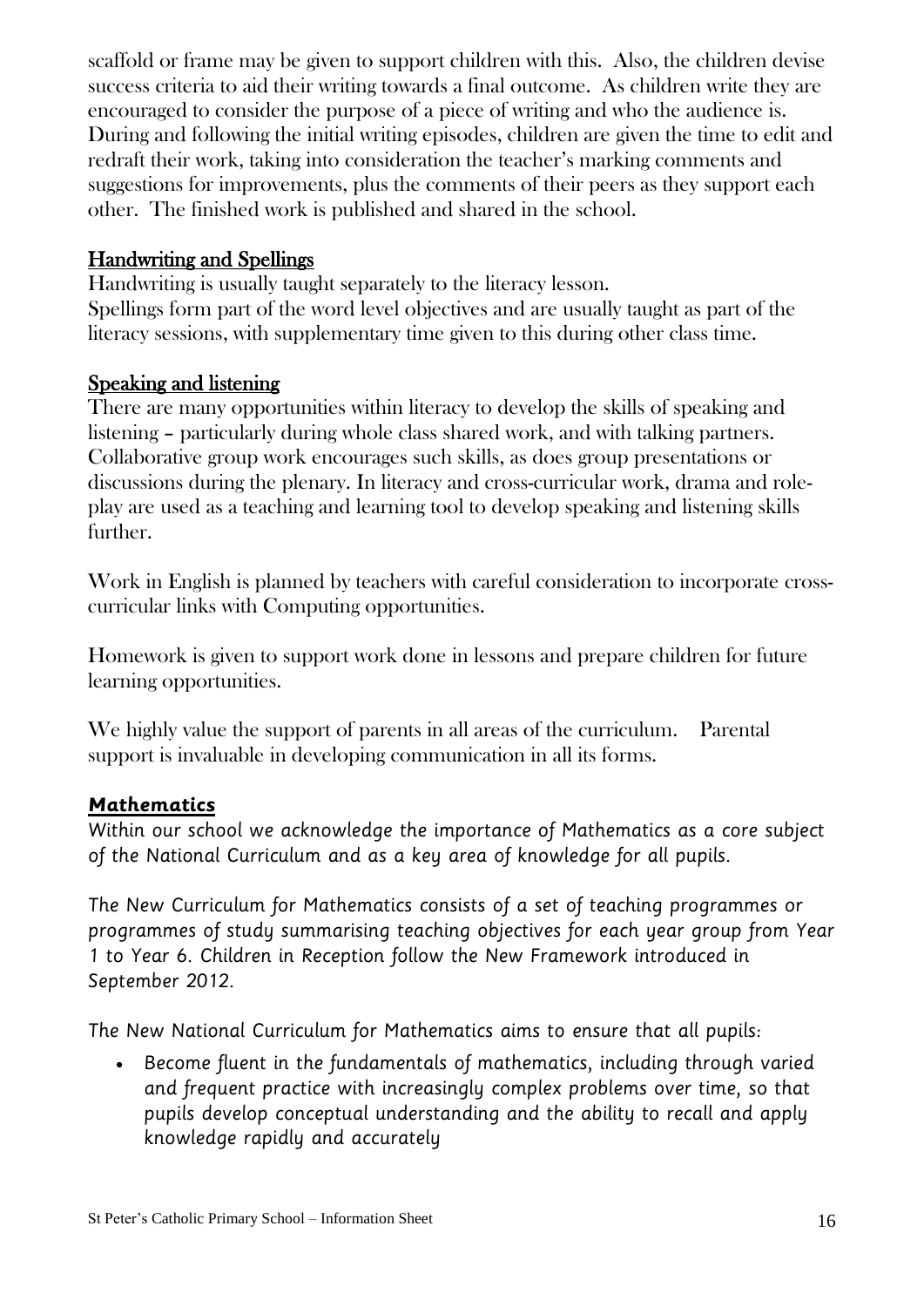scaffold or frame may be given to support children with this. Also, the children devise success criteria to aid their writing towards a final outcome. As children write they are encouraged to consider the purpose of a piece of writing and who the audience is. During and following the initial writing episodes, children are given the time to edit and redraft their work, taking into consideration the teacher's marking comments and suggestions for improvements, plus the comments of their peers as they support each other. The finished work is published and shared in the school.

## Handwriting and Spellings

Handwriting is usually taught separately to the literacy lesson.
Spellings form part of the word level objectives and are usually taught as part of the literacy sessions, with supplementary time given to this during other class time.

## Speaking and listening

There are many opportunities within literacy to develop the skills of speaking and listening – particularly during whole class shared work, and with talking partners. Collaborative group work encourages such skills, as does group presentations or discussions during the plenary. In literacy and cross-curricular work, drama and role-play are used as a teaching and learning tool to develop speaking and listening skills further.

Work in English is planned by teachers with careful consideration to incorporate cross-curricular links with Computing opportunities.

Homework is given to support work done in lessons and prepare children for future learning opportunities.

We highly value the support of parents in all areas of the curriculum. Parental support is invaluable in developing communication in all its forms.

## Mathematics

Within our school we acknowledge the importance of Mathematics as a core subject of the National Curriculum and as a key area of knowledge for all pupils.

The New Curriculum for Mathematics consists of a set of teaching programmes or programmes of study summarising teaching objectives for each year group from Year 1 to Year 6. Children in Reception follow the New Framework introduced in September 2012.

The New National Curriculum for Mathematics aims to ensure that all pupils:

- Become fluent in the fundamentals of mathematics, including through varied and frequent practice with increasingly complex problems over time, so that pupils develop conceptual understanding and the ability to recall and apply knowledge rapidly and accurately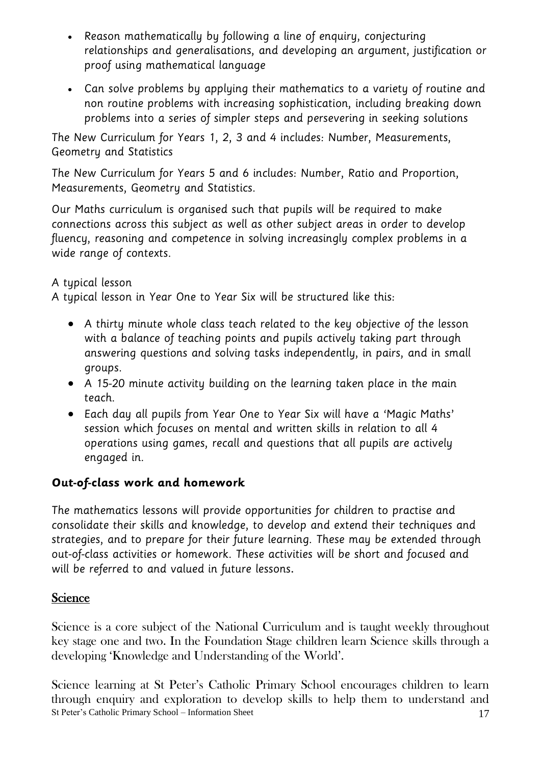- Reason mathematically by following a line of enquiry, conjecturing relationships and generalisations, and developing an argument, justification or proof using mathematical language
- Can solve problems by applying their mathematics to a variety of routine and non routine problems with increasing sophistication, including breaking down problems into a series of simpler steps and persevering in seeking solutions

The New Curriculum for Years 1, 2, 3 and 4 includes: Number, Measurements, Geometry and Statistics

The New Curriculum for Years 5 and 6 includes: Number, Ratio and Proportion, Measurements, Geometry and Statistics.

Our Maths curriculum is organised such that pupils will be required to make connections across this subject as well as other subject areas in order to develop fluency, reasoning and competence in solving increasingly complex problems in a wide range of contexts.

A typical lesson
A typical lesson in Year One to Year Six will be structured like this:

- A thirty minute whole class teach related to the key objective of the lesson with a balance of teaching points and pupils actively taking part through answering questions and solving tasks independently, in pairs, and in small groups.
- A 15-20 minute activity building on the learning taken place in the main teach.
- Each day all pupils from Year One to Year Six will have a 'Magic Maths' session which focuses on mental and written skills in relation to all 4 operations using games, recall and questions that all pupils are actively engaged in.

### Out-of-class work and homework

The mathematics lessons will provide opportunities for children to practise and consolidate their skills and knowledge, to develop and extend their techniques and strategies, and to prepare for their future learning. These may be extended through out-of-class activities or homework. These activities will be short and focused and will be referred to and valued in future lessons.

## Science

Science is a core subject of the National Curriculum and is taught weekly throughout key stage one and two. In the Foundation Stage children learn Science skills through a developing 'Knowledge and Understanding of the World'.

Science learning at St Peter's Catholic Primary School encourages children to learn through enquiry and exploration to develop skills to help them to understand and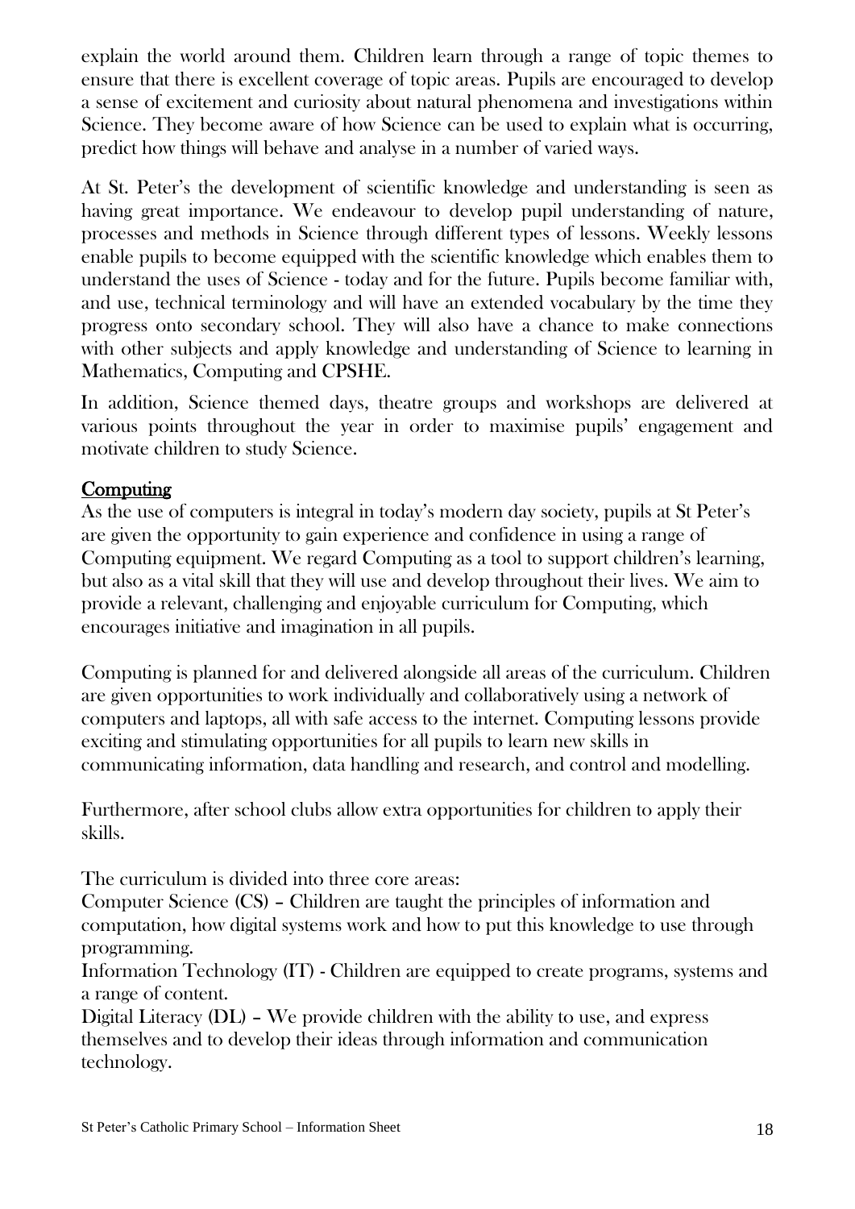explain the world around them. Children learn through a range of topic themes to ensure that there is excellent coverage of topic areas. Pupils are encouraged to develop a sense of excitement and curiosity about natural phenomena and investigations within Science. They become aware of how Science can be used to explain what is occurring, predict how things will behave and analyse in a number of varied ways.

At St. Peter's the development of scientific knowledge and understanding is seen as having great importance. We endeavour to develop pupil understanding of nature, processes and methods in Science through different types of lessons. Weekly lessons enable pupils to become equipped with the scientific knowledge which enables them to understand the uses of Science - today and for the future. Pupils become familiar with, and use, technical terminology and will have an extended vocabulary by the time they progress onto secondary school. They will also have a chance to make connections with other subjects and apply knowledge and understanding of Science to learning in Mathematics, Computing and CPSHE.

In addition, Science themed days, theatre groups and workshops are delivered at various points throughout the year in order to maximise pupils' engagement and motivate children to study Science.

## Computing

As the use of computers is integral in today's modern day society, pupils at St Peter's are given the opportunity to gain experience and confidence in using a range of Computing equipment. We regard Computing as a tool to support children's learning, but also as a vital skill that they will use and develop throughout their lives. We aim to provide a relevant, challenging and enjoyable curriculum for Computing, which encourages initiative and imagination in all pupils.

Computing is planned for and delivered alongside all areas of the curriculum. Children are given opportunities to work individually and collaboratively using a network of computers and laptops, all with safe access to the internet. Computing lessons provide exciting and stimulating opportunities for all pupils to learn new skills in communicating information, data handling and research, and control and modelling.

Furthermore, after school clubs allow extra opportunities for children to apply their skills.

The curriculum is divided into three core areas:

Computer Science (CS) – Children are taught the principles of information and computation, how digital systems work and how to put this knowledge to use through programming.

Information Technology (IT) - Children are equipped to create programs, systems and a range of content.

Digital Literacy (DL) – We provide children with the ability to use, and express themselves and to develop their ideas through information and communication technology.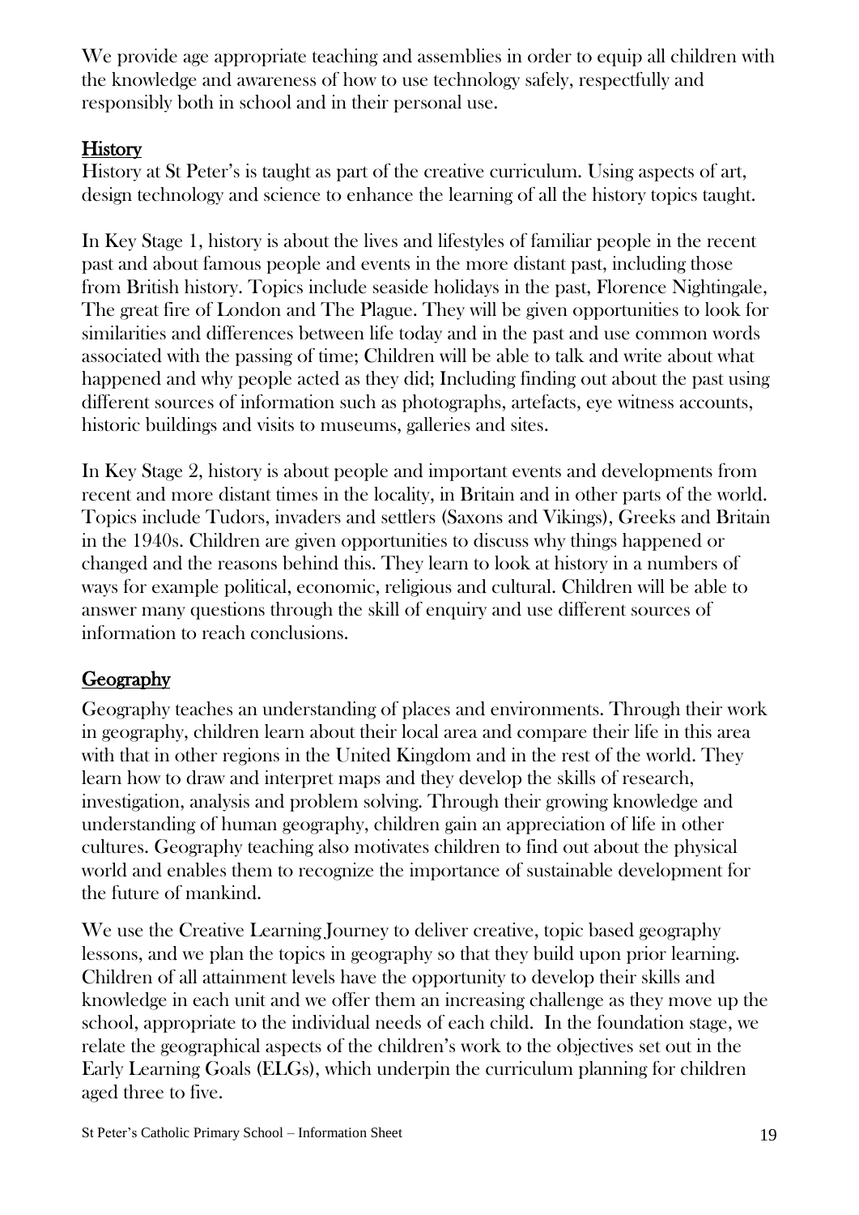We provide age appropriate teaching and assemblies in order to equip all children with the knowledge and awareness of how to use technology safely, respectfully and responsibly both in school and in their personal use.

## History

History at St Peter's is taught as part of the creative curriculum. Using aspects of art, design technology and science to enhance the learning of all the history topics taught.

In Key Stage 1, history is about the lives and lifestyles of familiar people in the recent past and about famous people and events in the more distant past, including those from British history. Topics include seaside holidays in the past, Florence Nightingale, The great fire of London and The Plague. They will be given opportunities to look for similarities and differences between life today and in the past and use common words associated with the passing of time; Children will be able to talk and write about what happened and why people acted as they did; Including finding out about the past using different sources of information such as photographs, artefacts, eye witness accounts, historic buildings and visits to museums, galleries and sites.

In Key Stage 2, history is about people and important events and developments from recent and more distant times in the locality, in Britain and in other parts of the world. Topics include Tudors, invaders and settlers (Saxons and Vikings), Greeks and Britain in the 1940s. Children are given opportunities to discuss why things happened or changed and the reasons behind this. They learn to look at history in a numbers of ways for example political, economic, religious and cultural. Children will be able to answer many questions through the skill of enquiry and use different sources of information to reach conclusions.

## Geography

Geography teaches an understanding of places and environments. Through their work in geography, children learn about their local area and compare their life in this area with that in other regions in the United Kingdom and in the rest of the world. They learn how to draw and interpret maps and they develop the skills of research, investigation, analysis and problem solving. Through their growing knowledge and understanding of human geography, children gain an appreciation of life in other cultures. Geography teaching also motivates children to find out about the physical world and enables them to recognize the importance of sustainable development for the future of mankind.

We use the Creative Learning Journey to deliver creative, topic based geography lessons, and we plan the topics in geography so that they build upon prior learning. Children of all attainment levels have the opportunity to develop their skills and knowledge in each unit and we offer them an increasing challenge as they move up the school, appropriate to the individual needs of each child. In the foundation stage, we relate the geographical aspects of the children's work to the objectives set out in the Early Learning Goals (ELGs), which underpin the curriculum planning for children aged three to five.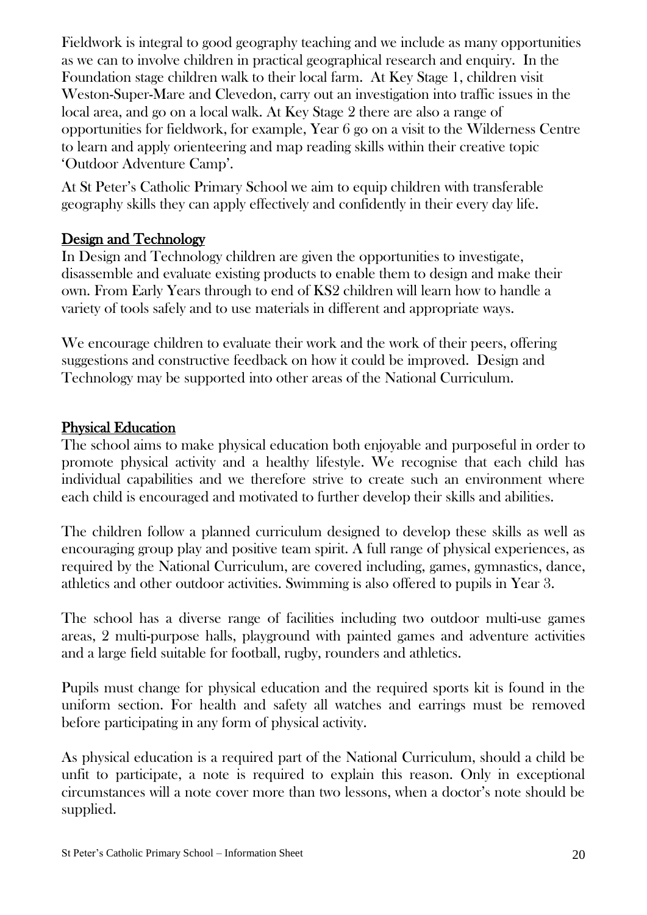Fieldwork is integral to good geography teaching and we include as many opportunities as we can to involve children in practical geographical research and enquiry. In the Foundation stage children walk to their local farm. At Key Stage 1, children visit Weston-Super-Mare and Clevedon, carry out an investigation into traffic issues in the local area, and go on a local walk. At Key Stage 2 there are also a range of opportunities for fieldwork, for example, Year 6 go on a visit to the Wilderness Centre to learn and apply orienteering and map reading skills within their creative topic 'Outdoor Adventure Camp'.

At St Peter's Catholic Primary School we aim to equip children with transferable geography skills they can apply effectively and confidently in their every day life.

## Design and Technology

In Design and Technology children are given the opportunities to investigate, disassemble and evaluate existing products to enable them to design and make their own. From Early Years through to end of KS2 children will learn how to handle a variety of tools safely and to use materials in different and appropriate ways.

We encourage children to evaluate their work and the work of their peers, offering suggestions and constructive feedback on how it could be improved. Design and Technology may be supported into other areas of the National Curriculum.

## Physical Education

The school aims to make physical education both enjoyable and purposeful in order to promote physical activity and a healthy lifestyle. We recognise that each child has individual capabilities and we therefore strive to create such an environment where each child is encouraged and motivated to further develop their skills and abilities.

The children follow a planned curriculum designed to develop these skills as well as encouraging group play and positive team spirit. A full range of physical experiences, as required by the National Curriculum, are covered including, games, gymnastics, dance, athletics and other outdoor activities. Swimming is also offered to pupils in Year 3.

The school has a diverse range of facilities including two outdoor multi-use games areas, 2 multi-purpose halls, playground with painted games and adventure activities and a large field suitable for football, rugby, rounders and athletics.

Pupils must change for physical education and the required sports kit is found in the uniform section. For health and safety all watches and earrings must be removed before participating in any form of physical activity.

As physical education is a required part of the National Curriculum, should a child be unfit to participate, a note is required to explain this reason. Only in exceptional circumstances will a note cover more than two lessons, when a doctor's note should be supplied.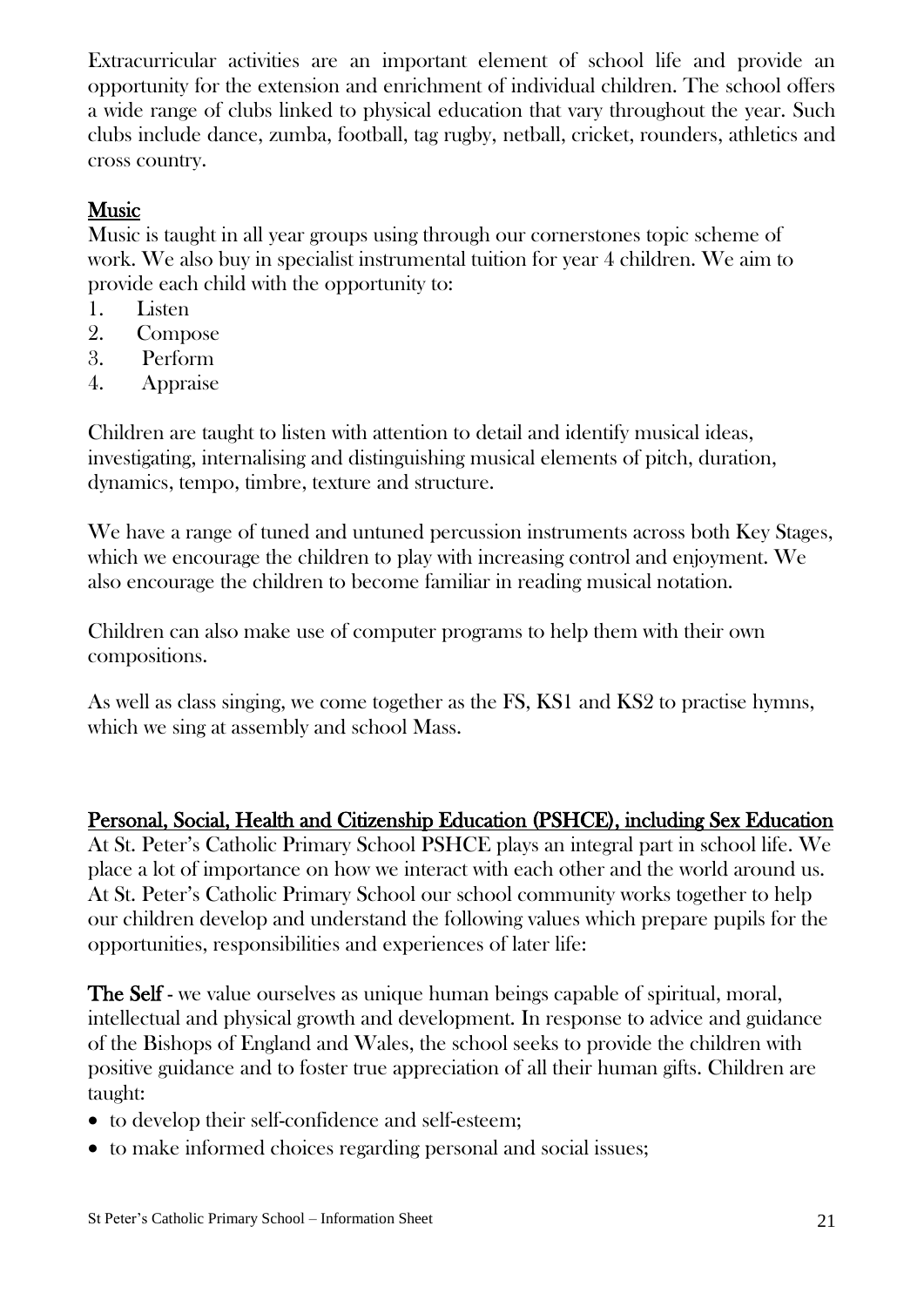Extracurricular activities are an important element of school life and provide an opportunity for the extension and enrichment of individual children. The school offers a wide range of clubs linked to physical education that vary throughout the year. Such clubs include dance, zumba, football, tag rugby, netball, cricket, rounders, athletics and cross country.

## Music

Music is taught in all year groups using through our cornerstones topic scheme of work. We also buy in specialist instrumental tuition for year 4 children. We aim to provide each child with the opportunity to:

1. Listen
2. Compose
3. Perform
4. Appraise

Children are taught to listen with attention to detail and identify musical ideas, investigating, internalising and distinguishing musical elements of pitch, duration, dynamics, tempo, timbre, texture and structure.

We have a range of tuned and untuned percussion instruments across both Key Stages, which we encourage the children to play with increasing control and enjoyment. We also encourage the children to become familiar in reading musical notation.

Children can also make use of computer programs to help them with their own compositions.

As well as class singing, we come together as the FS, KS1 and KS2 to practise hymns, which we sing at assembly and school Mass.

## Personal, Social, Health and Citizenship Education (PSHCE), including Sex Education

At St. Peter's Catholic Primary School PSHCE plays an integral part in school life. We place a lot of importance on how we interact with each other and the world around us. At St. Peter's Catholic Primary School our school community works together to help our children develop and understand the following values which prepare pupils for the opportunities, responsibilities and experiences of later life:

**The Self** - we value ourselves as unique human beings capable of spiritual, moral, intellectual and physical growth and development. In response to advice and guidance of the Bishops of England and Wales, the school seeks to provide the children with positive guidance and to foster true appreciation of all their human gifts. Children are taught:

- to develop their self-confidence and self-esteem;
- to make informed choices regarding personal and social issues;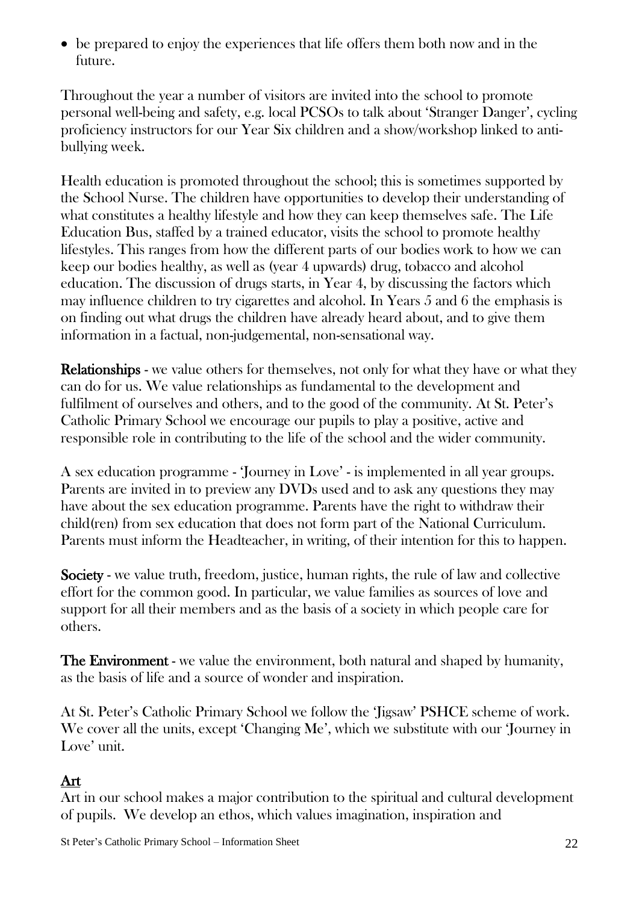- be prepared to enjoy the experiences that life offers them both now and in the future.

Throughout the year a number of visitors are invited into the school to promote personal well-being and safety, e.g. local PCSOs to talk about 'Stranger Danger', cycling proficiency instructors for our Year Six children and a show/workshop linked to anti-bullying week.

Health education is promoted throughout the school; this is sometimes supported by the School Nurse. The children have opportunities to develop their understanding of what constitutes a healthy lifestyle and how they can keep themselves safe. The Life Education Bus, staffed by a trained educator, visits the school to promote healthy lifestyles. This ranges from how the different parts of our bodies work to how we can keep our bodies healthy, as well as (year 4 upwards) drug, tobacco and alcohol education. The discussion of drugs starts, in Year 4, by discussing the factors which may influence children to try cigarettes and alcohol. In Years 5 and 6 the emphasis is on finding out what drugs the children have already heard about, and to give them information in a factual, non-judgemental, non-sensational way.

**Relationships** - we value others for themselves, not only for what they have or what they can do for us. We value relationships as fundamental to the development and fulfilment of ourselves and others, and to the good of the community. At St. Peter's Catholic Primary School we encourage our pupils to play a positive, active and responsible role in contributing to the life of the school and the wider community.

A sex education programme - 'Journey in Love' - is implemented in all year groups. Parents are invited in to preview any DVDs used and to ask any questions they may have about the sex education programme. Parents have the right to withdraw their child(ren) from sex education that does not form part of the National Curriculum. Parents must inform the Headteacher, in writing, of their intention for this to happen.

**Society** - we value truth, freedom, justice, human rights, the rule of law and collective effort for the common good. In particular, we value families as sources of love and support for all their members and as the basis of a society in which people care for others.

**The Environment** - we value the environment, both natural and shaped by humanity, as the basis of life and a source of wonder and inspiration.

At St. Peter's Catholic Primary School we follow the 'Jigsaw' PSHCE scheme of work. We cover all the units, except 'Changing Me', which we substitute with our 'Journey in Love' unit.

## Art

Art in our school makes a major contribution to the spiritual and cultural development of pupils. We develop an ethos, which values imagination, inspiration and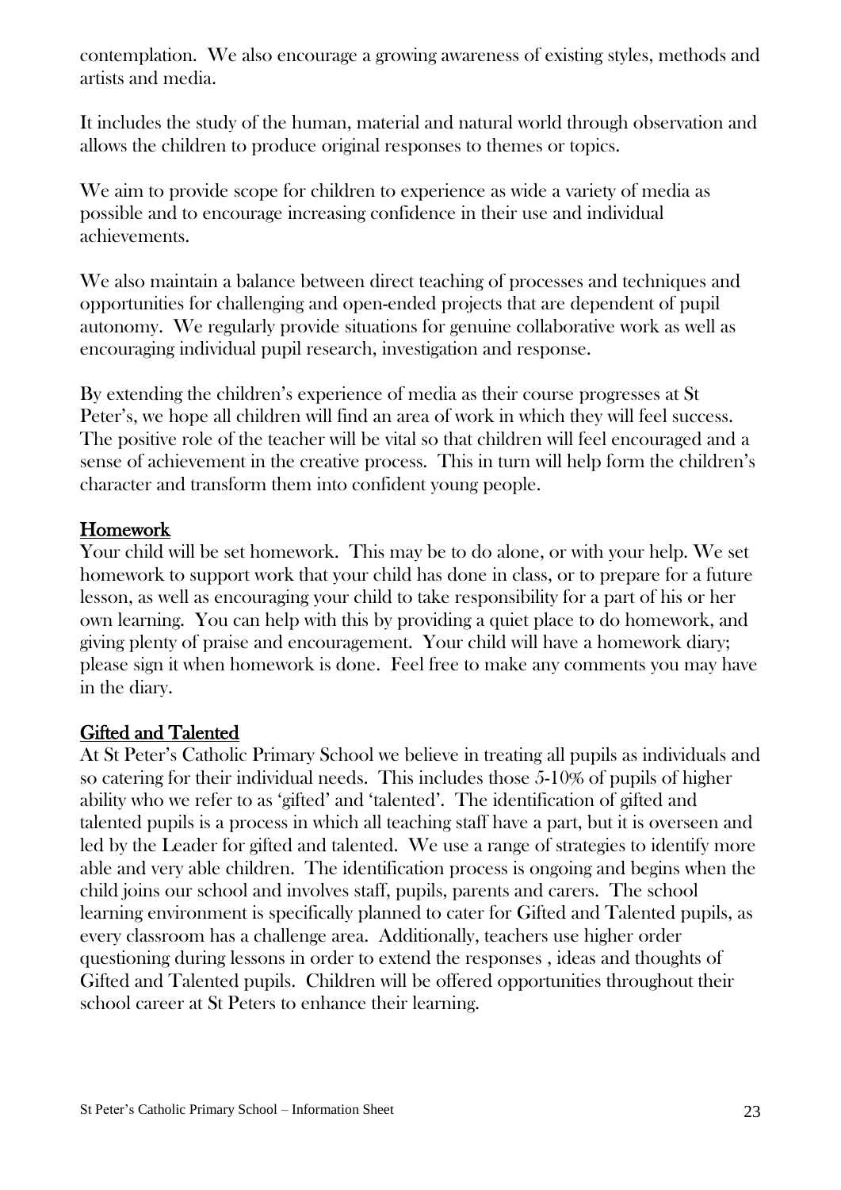contemplation. We also encourage a growing awareness of existing styles, methods and artists and media.

It includes the study of the human, material and natural world through observation and allows the children to produce original responses to themes or topics.

We aim to provide scope for children to experience as wide a variety of media as possible and to encourage increasing confidence in their use and individual achievements.

We also maintain a balance between direct teaching of processes and techniques and opportunities for challenging and open-ended projects that are dependent of pupil autonomy. We regularly provide situations for genuine collaborative work as well as encouraging individual pupil research, investigation and response.

By extending the children's experience of media as their course progresses at St Peter's, we hope all children will find an area of work in which they will feel success. The positive role of the teacher will be vital so that children will feel encouraged and a sense of achievement in the creative process. This in turn will help form the children's character and transform them into confident young people.

## Homework

Your child will be set homework. This may be to do alone, or with your help. We set homework to support work that your child has done in class, or to prepare for a future lesson, as well as encouraging your child to take responsibility for a part of his or her own learning. You can help with this by providing a quiet place to do homework, and giving plenty of praise and encouragement. Your child will have a homework diary; please sign it when homework is done. Feel free to make any comments you may have in the diary.

## Gifted and Talented

At St Peter's Catholic Primary School we believe in treating all pupils as individuals and so catering for their individual needs. This includes those 5-10% of pupils of higher ability who we refer to as 'gifted' and 'talented'. The identification of gifted and talented pupils is a process in which all teaching staff have a part, but it is overseen and led by the Leader for gifted and talented. We use a range of strategies to identify more able and very able children. The identification process is ongoing and begins when the child joins our school and involves staff, pupils, parents and carers. The school learning environment is specifically planned to cater for Gifted and Talented pupils, as every classroom has a challenge area. Additionally, teachers use higher order questioning during lessons in order to extend the responses , ideas and thoughts of Gifted and Talented pupils. Children will be offered opportunities throughout their school career at St Peters to enhance their learning.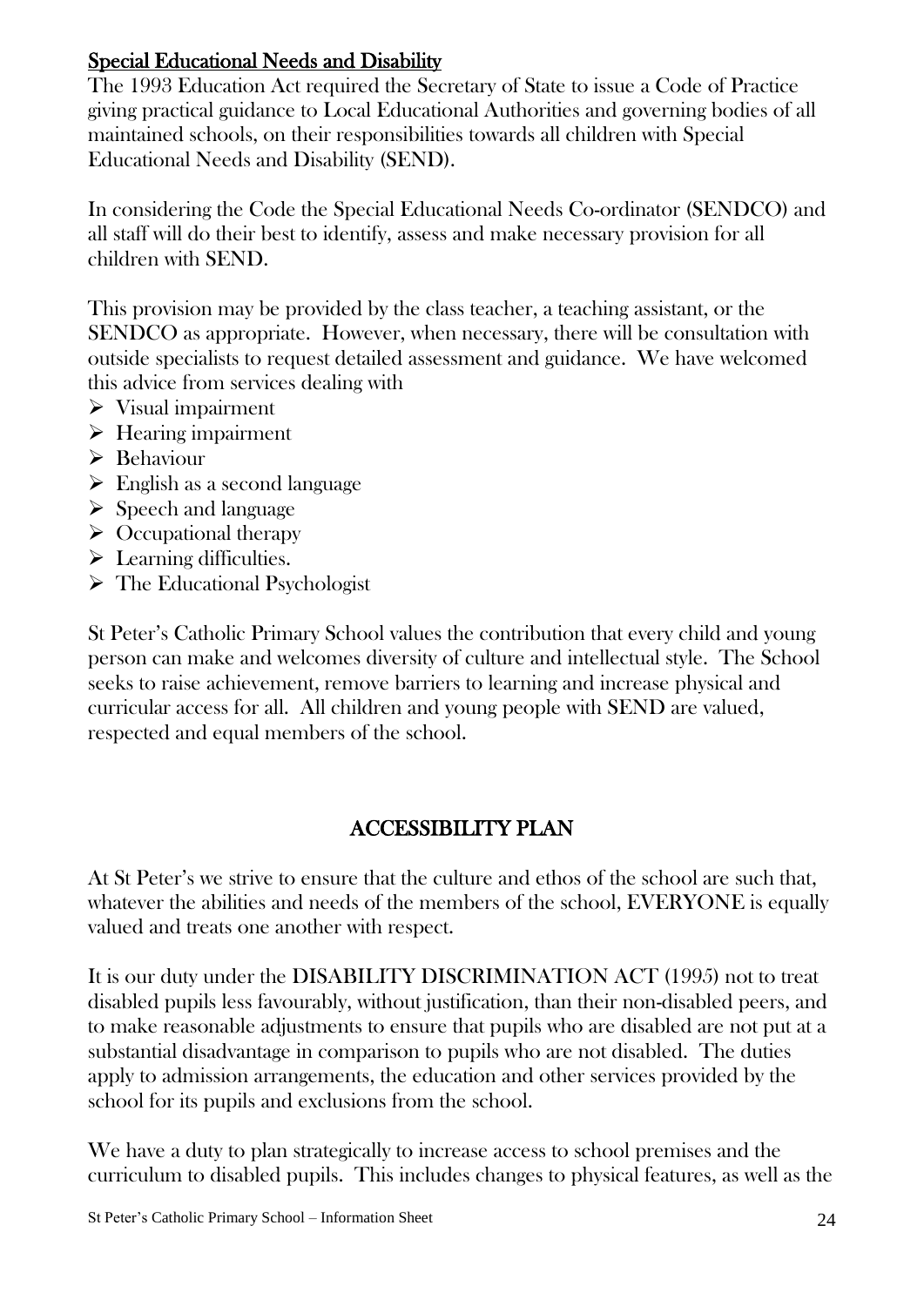## Special Educational Needs and Disability

The 1993 Education Act required the Secretary of State to issue a Code of Practice giving practical guidance to Local Educational Authorities and governing bodies of all maintained schools, on their responsibilities towards all children with Special Educational Needs and Disability (SEND).

In considering the Code the Special Educational Needs Co-ordinator (SENDCO) and all staff will do their best to identify, assess and make necessary provision for all children with SEND.

This provision may be provided by the class teacher, a teaching assistant, or the SENDCO as appropriate. However, when necessary, there will be consultation with outside specialists to request detailed assessment and guidance. We have welcomed this advice from services dealing with

- Visual impairment
- Hearing impairment
- Behaviour
- English as a second language
- Speech and language
- Occupational therapy
- Learning difficulties.
- The Educational Psychologist

St Peter's Catholic Primary School values the contribution that every child and young person can make and welcomes diversity of culture and intellectual style. The School seeks to raise achievement, remove barriers to learning and increase physical and curricular access for all. All children and young people with SEND are valued, respected and equal members of the school.

## ACCESSIBILITY PLAN

At St Peter's we strive to ensure that the culture and ethos of the school are such that, whatever the abilities and needs of the members of the school, EVERYONE is equally valued and treats one another with respect.

It is our duty under the DISABILITY DISCRIMINATION ACT (1995) not to treat disabled pupils less favourably, without justification, than their non-disabled peers, and to make reasonable adjustments to ensure that pupils who are disabled are not put at a substantial disadvantage in comparison to pupils who are not disabled. The duties apply to admission arrangements, the education and other services provided by the school for its pupils and exclusions from the school.

We have a duty to plan strategically to increase access to school premises and the curriculum to disabled pupils. This includes changes to physical features, as well as the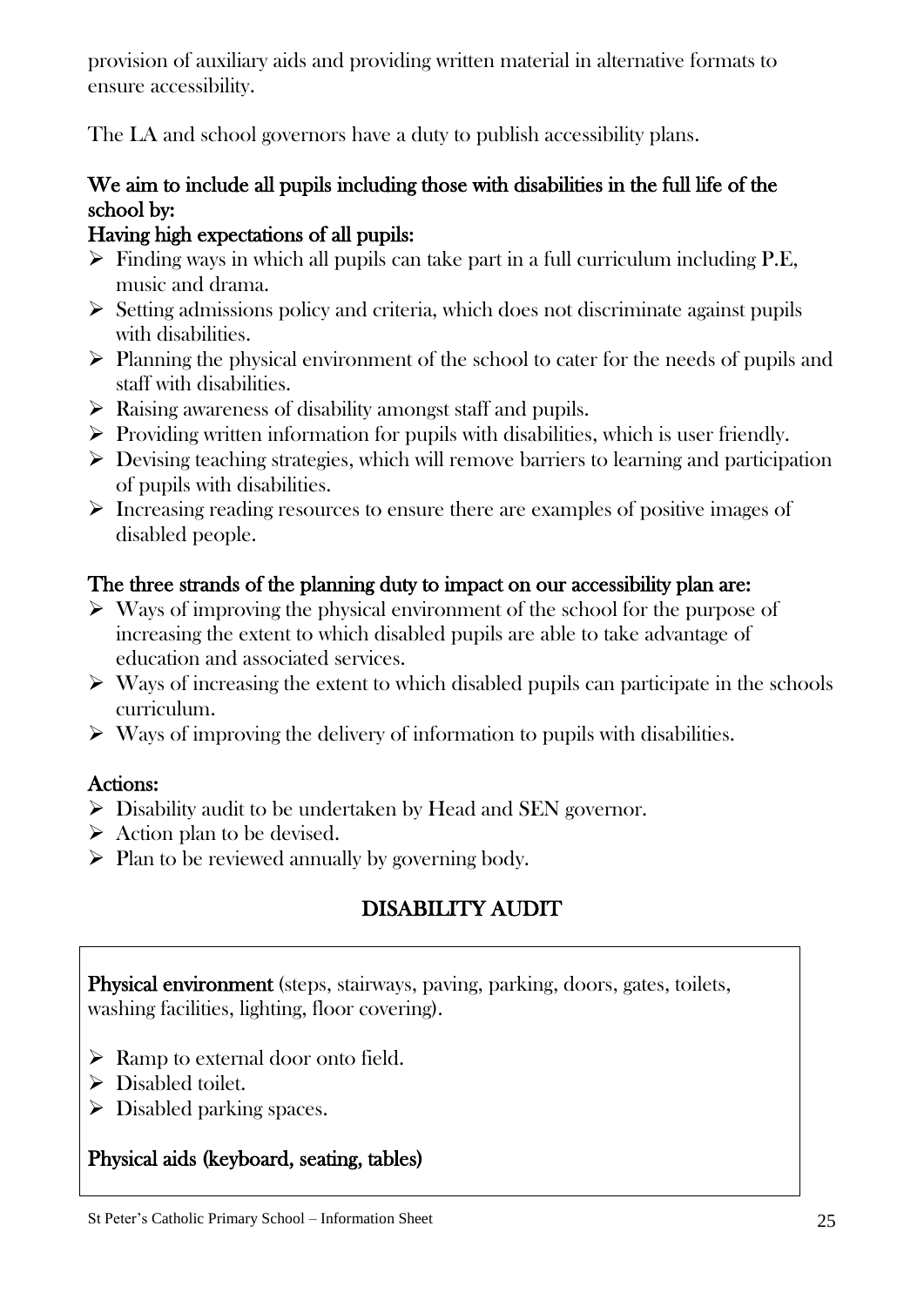provision of auxiliary aids and providing written material in alternative formats to ensure accessibility.

The LA and school governors have a duty to publish accessibility plans.

**We aim to include all pupils including those with disabilities in the full life of the school by:**

**Having high expectations of all pupils:**

- Finding ways in which all pupils can take part in a full curriculum including P.E, music and drama.
- Setting admissions policy and criteria, which does not discriminate against pupils with disabilities.
- Planning the physical environment of the school to cater for the needs of pupils and staff with disabilities.
- Raising awareness of disability amongst staff and pupils.
- Providing written information for pupils with disabilities, which is user friendly.
- Devising teaching strategies, which will remove barriers to learning and participation of pupils with disabilities.
- Increasing reading resources to ensure there are examples of positive images of disabled people.

**The three strands of the planning duty to impact on our accessibility plan are:**

- Ways of improving the physical environment of the school for the purpose of increasing the extent to which disabled pupils are able to take advantage of education and associated services.
- Ways of increasing the extent to which disabled pupils can participate in the schools curriculum.
- Ways of improving the delivery of information to pupils with disabilities.

**Actions:**

- Disability audit to be undertaken by Head and SEN governor.
- Action plan to be devised.
- Plan to be reviewed annually by governing body.

## DISABILITY AUDIT

**Physical environment** (steps, stairways, paving, parking, doors, gates, toilets, washing facilities, lighting, floor covering).

- Ramp to external door onto field.
- Disabled toilet.
- Disabled parking spaces.

**Physical aids (keyboard, seating, tables)**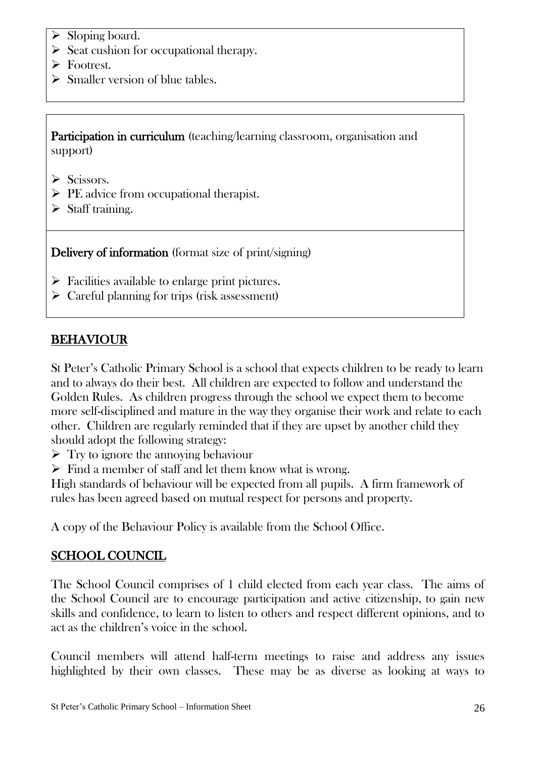- Sloping board.
- Seat cushion for occupational therapy.
- Footrest.
- Smaller version of blue tables.

**Participation in curriculum** (teaching/learning classroom, organisation and support)

- Scissors.
- PE advice from occupational therapist.
- Staff training.

**Delivery of information** (format size of print/signing)

- Facilities available to enlarge print pictures.
- Careful planning for trips (risk assessment)

## BEHAVIOUR

St Peter's Catholic Primary School is a school that expects children to be ready to learn and to always do their best. All children are expected to follow and understand the Golden Rules. As children progress through the school we expect them to become more self-disciplined and mature in the way they organise their work and relate to each other. Children are regularly reminded that if they are upset by another child they should adopt the following strategy:

- Try to ignore the annoying behaviour
- Find a member of staff and let them know what is wrong.

High standards of behaviour will be expected from all pupils. A firm framework of rules has been agreed based on mutual respect for persons and property.

A copy of the Behaviour Policy is available from the School Office.

## SCHOOL COUNCIL

The School Council comprises of 1 child elected from each year class. The aims of the School Council are to encourage participation and active citizenship, to gain new skills and confidence, to learn to listen to others and respect different opinions, and to act as the children's voice in the school.

Council members will attend half-term meetings to raise and address any issues highlighted by their own classes. These may be as diverse as looking at ways to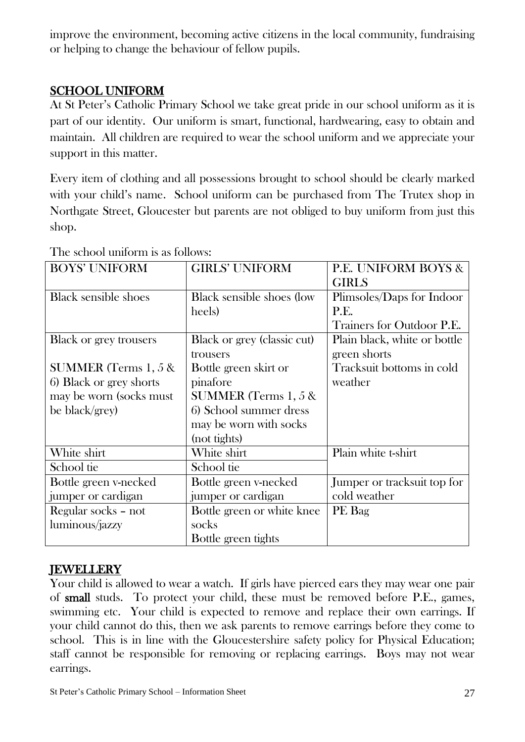improve the environment, becoming active citizens in the local community, fundraising or helping to change the behaviour of fellow pupils.

## SCHOOL UNIFORM

At St Peter's Catholic Primary School we take great pride in our school uniform as it is part of our identity. Our uniform is smart, functional, hardwearing, easy to obtain and maintain. All children are required to wear the school uniform and we appreciate your support in this matter.

Every item of clothing and all possessions brought to school should be clearly marked with your child's name. School uniform can be purchased from The Trutex shop in Northgate Street, Gloucester but parents are not obliged to buy uniform from just this shop.

The school uniform is as follows:

| BOYS' UNIFORM | GIRLS' UNIFORM | P.E. UNIFORM BOYS & GIRLS |
|---|---|---|
| Black sensible shoes | Black sensible shoes (low heels) | Plimsoles/Daps for Indoor P.E. Trainers for Outdoor P.E. |
| Black or grey trousers<br><br>SUMMER (Terms 1, 5 & 6) Black or grey shorts may be worn (socks must be black/grey) | Black or grey (classic cut) trousers<br>Bottle green skirt or pinafore<br>SUMMER (Terms 1, 5 & 6) School summer dress may be worn with socks (not tights) | Plain black, white or bottle green shorts<br>Tracksuit bottoms in cold weather |
| White shirt | White shirt | Plain white t-shirt |
| School tie | School tie | |
| Bottle green v-necked jumper or cardigan | Bottle green v-necked jumper or cardigan | Jumper or tracksuit top for cold weather |
| Regular socks – not luminous/jazzy | Bottle green or white knee socks<br>Bottle green tights | PE Bag |

## JEWELLERY

Your child is allowed to wear a watch. If girls have pierced ears they may wear one pair of **small** studs. To protect your child, these must be removed before P.E., games, swimming etc. Your child is expected to remove and replace their own earrings. If your child cannot do this, then we ask parents to remove earrings before they come to school. This is in line with the Gloucestershire safety policy for Physical Education; staff cannot be responsible for removing or replacing earrings. Boys may not wear earrings.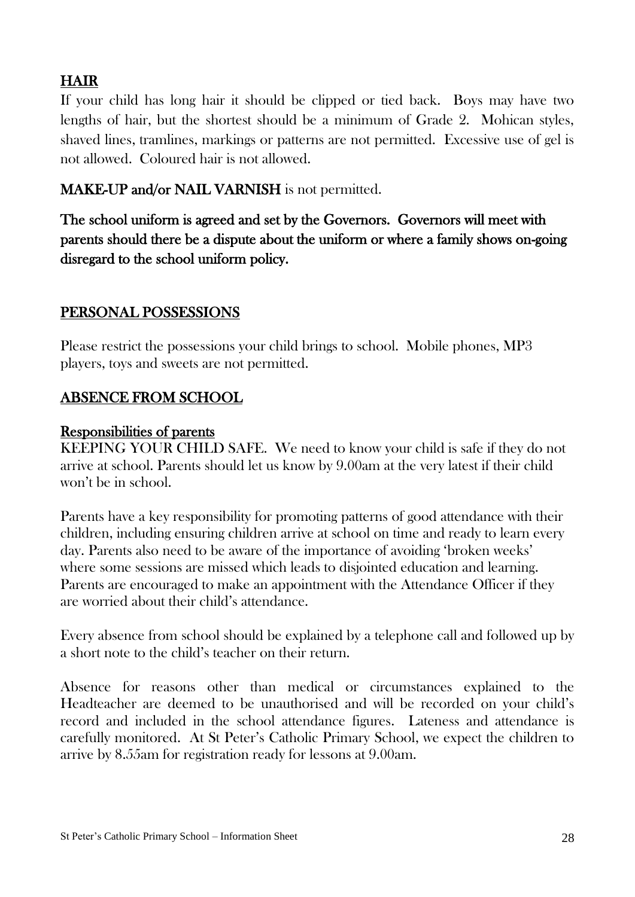## HAIR

If your child has long hair it should be clipped or tied back. Boys may have two lengths of hair, but the shortest should be a minimum of Grade 2. Mohican styles, shaved lines, tramlines, markings or patterns are not permitted. Excessive use of gel is not allowed. Coloured hair is not allowed.

**MAKE-UP and/or NAIL VARNISH** is not permitted.

**The school uniform is agreed and set by the Governors. Governors will meet with parents should there be a dispute about the uniform or where a family shows on-going disregard to the school uniform policy.**

## PERSONAL POSSESSIONS

Please restrict the possessions your child brings to school. Mobile phones, MP3 players, toys and sweets are not permitted.

## ABSENCE FROM SCHOOL

### Responsibilities of parents

KEEPING YOUR CHILD SAFE. We need to know your child is safe if they do not arrive at school. Parents should let us know by 9.00am at the very latest if their child won't be in school.

Parents have a key responsibility for promoting patterns of good attendance with their children, including ensuring children arrive at school on time and ready to learn every day. Parents also need to be aware of the importance of avoiding 'broken weeks' where some sessions are missed which leads to disjointed education and learning. Parents are encouraged to make an appointment with the Attendance Officer if they are worried about their child's attendance.

Every absence from school should be explained by a telephone call and followed up by a short note to the child's teacher on their return.

Absence for reasons other than medical or circumstances explained to the Headteacher are deemed to be unauthorised and will be recorded on your child's record and included in the school attendance figures. Lateness and attendance is carefully monitored. At St Peter's Catholic Primary School, we expect the children to arrive by 8.55am for registration ready for lessons at 9.00am.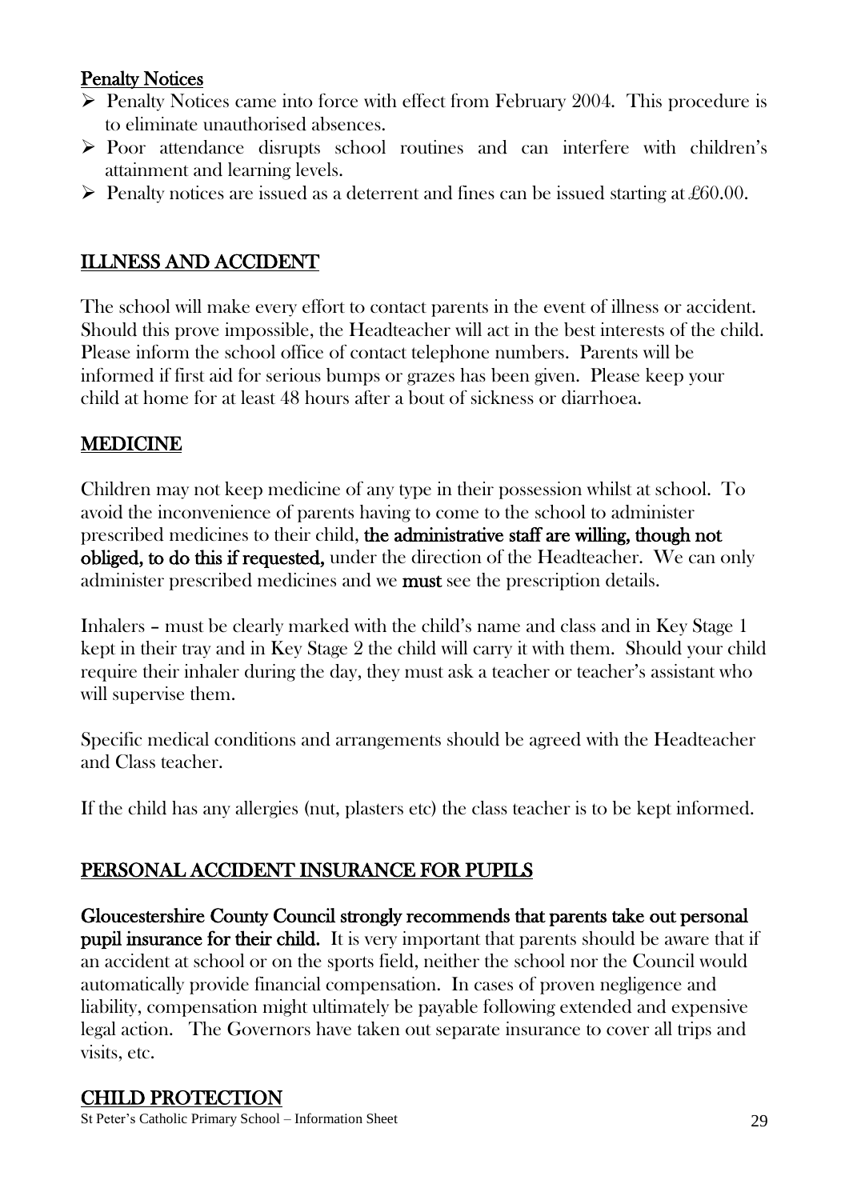## Penalty Notices

- Penalty Notices came into force with effect from February 2004. This procedure is to eliminate unauthorised absences.
- Poor attendance disrupts school routines and can interfere with children's attainment and learning levels.
- Penalty notices are issued as a deterrent and fines can be issued starting at £60.00.

## ILLNESS AND ACCIDENT

The school will make every effort to contact parents in the event of illness or accident. Should this prove impossible, the Headteacher will act in the best interests of the child. Please inform the school office of contact telephone numbers. Parents will be informed if first aid for serious bumps or grazes has been given. Please keep your child at home for at least 48 hours after a bout of sickness or diarrhoea.

## MEDICINE

Children may not keep medicine of any type in their possession whilst at school. To avoid the inconvenience of parents having to come to the school to administer prescribed medicines to their child, **the administrative staff are willing, though not obliged, to do this if requested,** under the direction of the Headteacher. We can only administer prescribed medicines and we **must** see the prescription details.

Inhalers – must be clearly marked with the child's name and class and in Key Stage 1 kept in their tray and in Key Stage 2 the child will carry it with them. Should your child require their inhaler during the day, they must ask a teacher or teacher's assistant who will supervise them.

Specific medical conditions and arrangements should be agreed with the Headteacher and Class teacher.

If the child has any allergies (nut, plasters etc) the class teacher is to be kept informed.

## PERSONAL ACCIDENT INSURANCE FOR PUPILS

**Gloucestershire County Council strongly recommends that parents take out personal pupil insurance for their child.** It is very important that parents should be aware that if an accident at school or on the sports field, neither the school nor the Council would automatically provide financial compensation. In cases of proven negligence and liability, compensation might ultimately be payable following extended and expensive legal action. The Governors have taken out separate insurance to cover all trips and visits, etc.

## CHILD PROTECTION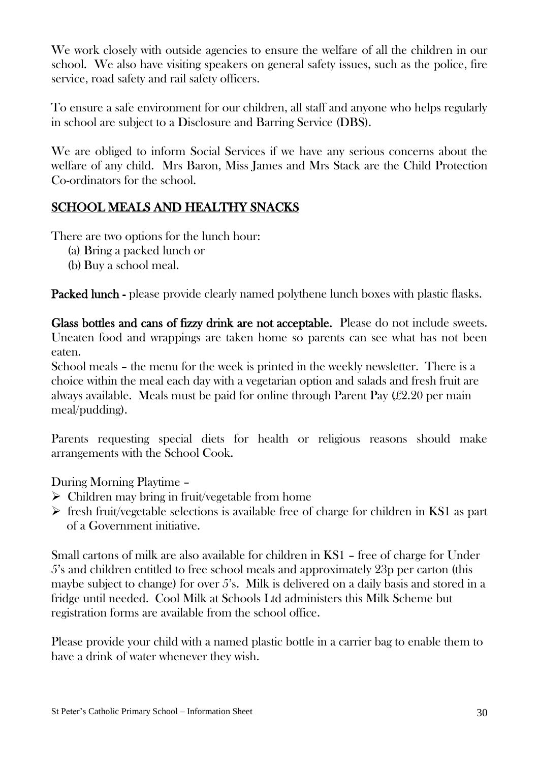We work closely with outside agencies to ensure the welfare of all the children in our school. We also have visiting speakers on general safety issues, such as the police, fire service, road safety and rail safety officers.

To ensure a safe environment for our children, all staff and anyone who helps regularly in school are subject to a Disclosure and Barring Service (DBS).

We are obliged to inform Social Services if we have any serious concerns about the welfare of any child. Mrs Baron, Miss James and Mrs Stack are the Child Protection Co-ordinators for the school.

## SCHOOL MEALS AND HEALTHY SNACKS

There are two options for the lunch hour:

(a) Bring a packed lunch or
(b) Buy a school meal.

**Packed lunch -** please provide clearly named polythene lunch boxes with plastic flasks.

**Glass bottles and cans of fizzy drink are not acceptable.** Please do not include sweets. Uneaten food and wrappings are taken home so parents can see what has not been eaten.

School meals – the menu for the week is printed in the weekly newsletter. There is a choice within the meal each day with a vegetarian option and salads and fresh fruit are always available. Meals must be paid for online through Parent Pay (£2.20 per main meal/pudding).

Parents requesting special diets for health or religious reasons should make arrangements with the School Cook.

During Morning Playtime –

- Children may bring in fruit/vegetable from home
- fresh fruit/vegetable selections is available free of charge for children in KS1 as part of a Government initiative.

Small cartons of milk are also available for children in KS1 – free of charge for Under 5's and children entitled to free school meals and approximately 23p per carton (this maybe subject to change) for over 5's. Milk is delivered on a daily basis and stored in a fridge until needed. Cool Milk at Schools Ltd administers this Milk Scheme but registration forms are available from the school office.

Please provide your child with a named plastic bottle in a carrier bag to enable them to have a drink of water whenever they wish.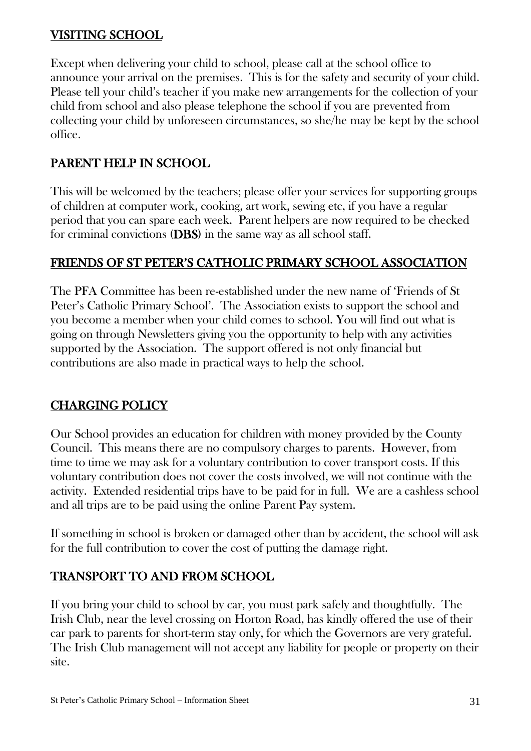## VISITING SCHOOL

Except when delivering your child to school, please call at the school office to announce your arrival on the premises. This is for the safety and security of your child. Please tell your child's teacher if you make new arrangements for the collection of your child from school and also please telephone the school if you are prevented from collecting your child by unforeseen circumstances, so she/he may be kept by the school office.

## PARENT HELP IN SCHOOL

This will be welcomed by the teachers; please offer your services for supporting groups of children at computer work, cooking, art work, sewing etc, if you have a regular period that you can spare each week. Parent helpers are now required to be checked for criminal convictions (**DBS**) in the same way as all school staff.

## FRIENDS OF ST PETER'S CATHOLIC PRIMARY SCHOOL ASSOCIATION

The PFA Committee has been re-established under the new name of 'Friends of St Peter's Catholic Primary School'. The Association exists to support the school and you become a member when your child comes to school. You will find out what is going on through Newsletters giving you the opportunity to help with any activities supported by the Association. The support offered is not only financial but contributions are also made in practical ways to help the school.

## CHARGING POLICY

Our School provides an education for children with money provided by the County Council. This means there are no compulsory charges to parents. However, from time to time we may ask for a voluntary contribution to cover transport costs. If this voluntary contribution does not cover the costs involved, we will not continue with the activity. Extended residential trips have to be paid for in full. We are a cashless school and all trips are to be paid using the online Parent Pay system.

If something in school is broken or damaged other than by accident, the school will ask for the full contribution to cover the cost of putting the damage right.

## TRANSPORT TO AND FROM SCHOOL

If you bring your child to school by car, you must park safely and thoughtfully. The Irish Club, near the level crossing on Horton Road, has kindly offered the use of their car park to parents for short-term stay only, for which the Governors are very grateful. The Irish Club management will not accept any liability for people or property on their site.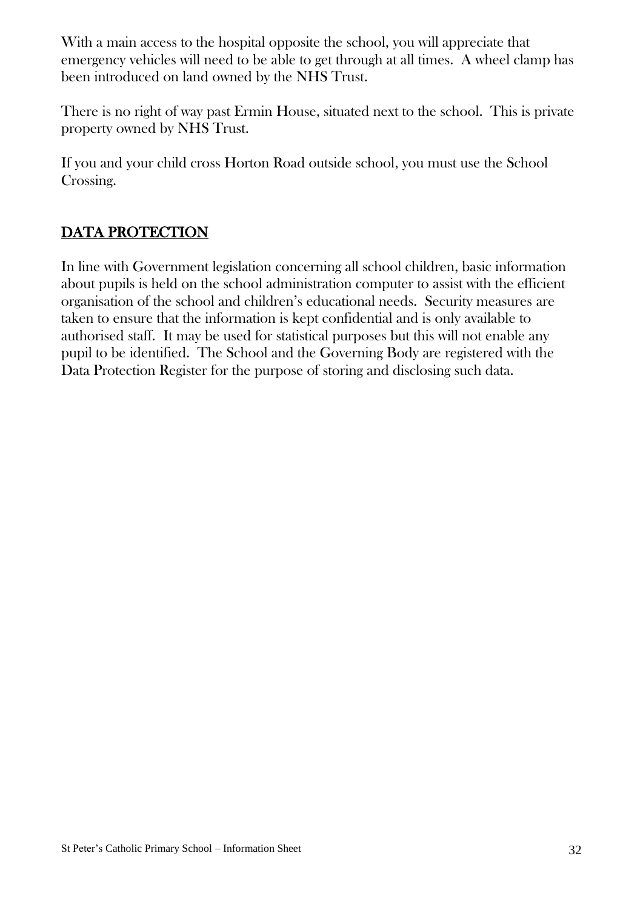With a main access to the hospital opposite the school, you will appreciate that emergency vehicles will need to be able to get through at all times. A wheel clamp has been introduced on land owned by the NHS Trust.

There is no right of way past Ermin House, situated next to the school. This is private property owned by NHS Trust.

If you and your child cross Horton Road outside school, you must use the School Crossing.

## DATA PROTECTION

In line with Government legislation concerning all school children, basic information about pupils is held on the school administration computer to assist with the efficient organisation of the school and children's educational needs. Security measures are taken to ensure that the information is kept confidential and is only available to authorised staff. It may be used for statistical purposes but this will not enable any pupil to be identified. The School and the Governing Body are registered with the Data Protection Register for the purpose of storing and disclosing such data.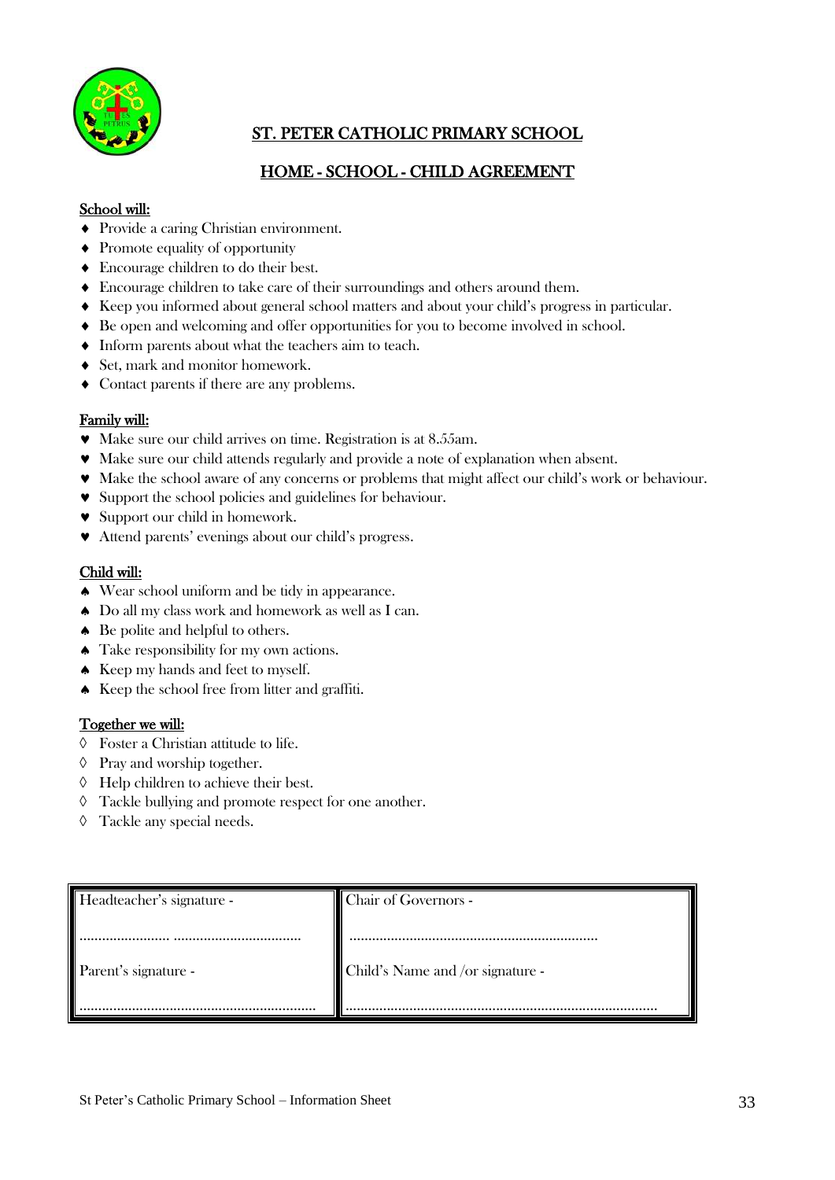# ST. PETER CATHOLIC PRIMARY SCHOOL

## HOME - SCHOOL - CHILD AGREEMENT

**School will:**

- Provide a caring Christian environment.
- Promote equality of opportunity
- Encourage children to do their best.
- Encourage children to take care of their surroundings and others around them.
- Keep you informed about general school matters and about your child's progress in particular.
- Be open and welcoming and offer opportunities for you to become involved in school.
- Inform parents about what the teachers aim to teach.
- Set, mark and monitor homework.
- Contact parents if there are any problems.

**Family will:**

- Make sure our child arrives on time. Registration is at 8.55am.
- Make sure our child attends regularly and provide a note of explanation when absent.
- Make the school aware of any concerns or problems that might affect our child's work or behaviour.
- Support the school policies and guidelines for behaviour.
- Support our child in homework.
- Attend parents' evenings about our child's progress.

**Child will:**

- Wear school uniform and be tidy in appearance.
- Do all my class work and homework as well as I can.
- Be polite and helpful to others.
- Take responsibility for my own actions.
- Keep my hands and feet to myself.
- Keep the school free from litter and graffiti.

**Together we will:**

- Foster a Christian attitude to life.
- Pray and worship together.
- Help children to achieve their best.
- Tackle bullying and promote respect for one another.
- Tackle any special needs.

| Headteacher's signature - | Chair of Governors - |
|---|---|
| ........................ .................................. | .................................................................. |
| Parent's signature - | Child's Name and /or signature - |
| ............................................................... | .................................................................................. |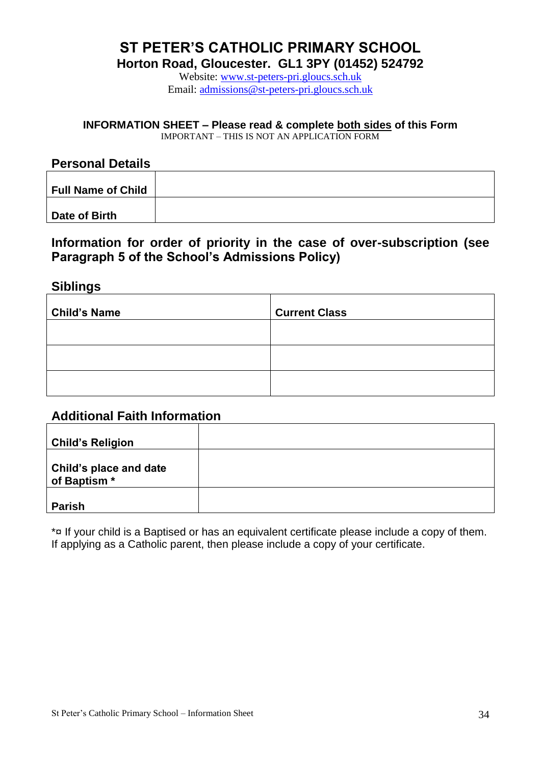# ST PETER'S CATHOLIC PRIMARY SCHOOL

**Horton Road, Gloucester. GL1 3PY (01452) 524792**

Website: www.st-peters-pri.gloucs.sch.uk

Email: admissions@st-peters-pri.gloucs.sch.uk

**INFORMATION SHEET – Please read & complete both sides of this Form**

IMPORTANT – THIS IS NOT AN APPLICATION FORM

## Personal Details

| | |
|---|---|
| **Full Name of Child** | |
| **Date of Birth** | |

## Information for order of priority in the case of over-subscription (see Paragraph 5 of the School's Admissions Policy)

### Siblings

| Child's Name | Current Class |
|---|---|
| | |
| | |
| | |

### Additional Faith Information

| | |
|---|---|
| **Child's Religion** | |
| **Child's place and date of Baptism *** | |
| **Parish** | |

*¤ If your child is a Baptised or has an equivalent certificate please include a copy of them. If applying as a Catholic parent, then please include a copy of your certificate.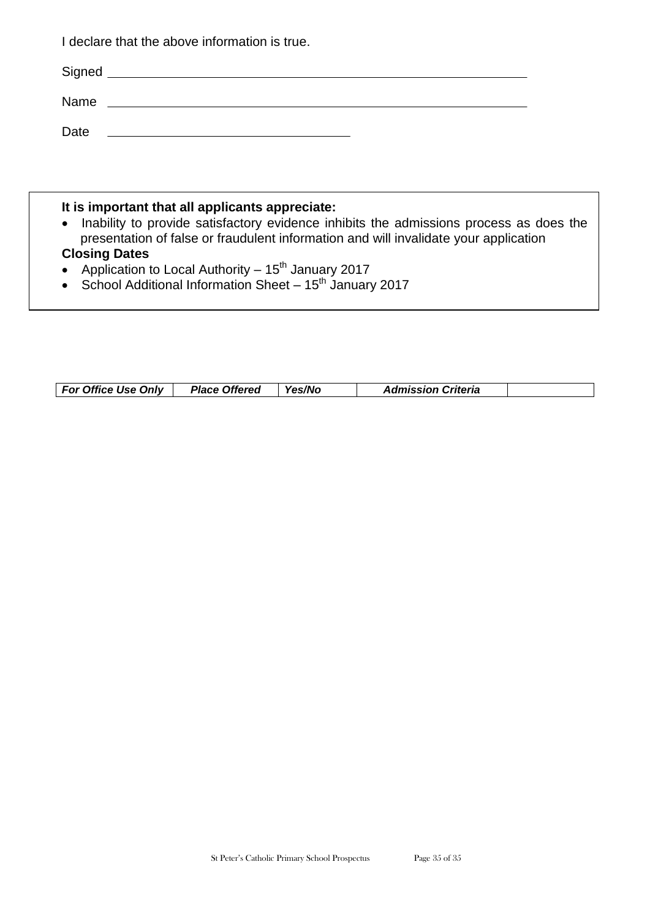I declare that the above information is true.

Signed \_\_\_\_\_\_\_\_\_\_\_\_\_\_\_\_\_\_\_\_\_\_\_\_\_\_\_\_\_\_\_\_\_\_\_\_\_\_\_\_\_\_\_\_\_\_\_\_\_\_\_\_\_\_\_\_

Name \_\_\_\_\_\_\_\_\_\_\_\_\_\_\_\_\_\_\_\_\_\_\_\_\_\_\_\_\_\_\_\_\_\_\_\_\_\_\_\_\_\_\_\_\_\_\_\_\_\_\_\_\_\_\_\_

Date \_\_\_\_\_\_\_\_\_\_\_\_\_\_\_\_\_\_\_\_\_\_\_\_\_\_\_\_\_\_\_\_\_

**It is important that all applicants appreciate:**

- Inability to provide satisfactory evidence inhibits the admissions process as does the presentation of false or fraudulent information and will invalidate your application

**Closing Dates**

- Application to Local Authority – 15th January 2017
- School Additional Information Sheet – 15th January 2017

| | | | | |
|---|---|---|---|---|
| *For Office Use Only* | *Place Offered* | *Yes/No* | *Admission Criteria* | |